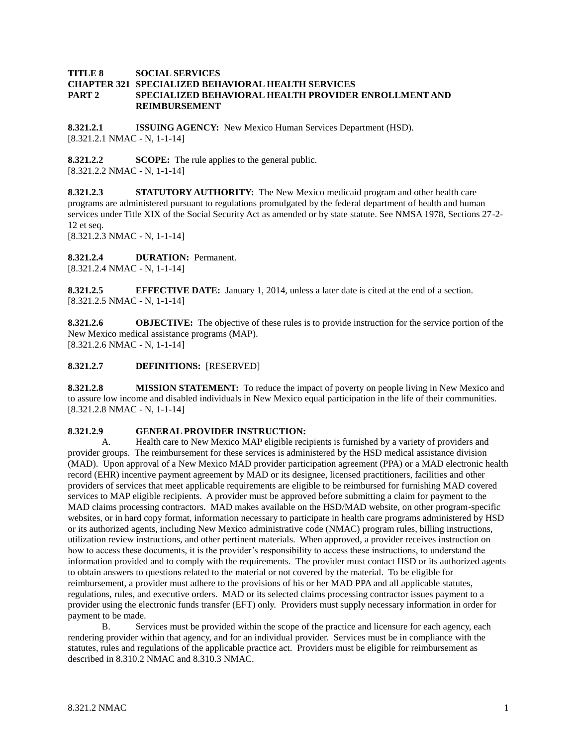**TITLE 8 SOCIAL SERVICES**
**CHAPTER 321 SPECIALIZED BEHAVIORAL HEALTH SERVICES**
**PART 2 SPECIALIZED BEHAVIORAL HEALTH PROVIDER ENROLLMENT AND REIMBURSEMENT**

**8.321.2.1 ISSUING AGENCY:** New Mexico Human Services Department (HSD).
[8.321.2.1 NMAC - N, 1-1-14]

**8.321.2.2 SCOPE:** The rule applies to the general public.
[8.321.2.2 NMAC - N, 1-1-14]

**8.321.2.3 STATUTORY AUTHORITY:** The New Mexico medicaid program and other health care programs are administered pursuant to regulations promulgated by the federal department of health and human services under Title XIX of the Social Security Act as amended or by state statute. See NMSA 1978, Sections 27-2-12 et seq.
[8.321.2.3 NMAC - N, 1-1-14]

**8.321.2.4 DURATION:** Permanent.
[8.321.2.4 NMAC - N, 1-1-14]

**8.321.2.5 EFFECTIVE DATE:** January 1, 2014, unless a later date is cited at the end of a section.
[8.321.2.5 NMAC - N, 1-1-14]

**8.321.2.6 OBJECTIVE:** The objective of these rules is to provide instruction for the service portion of the New Mexico medical assistance programs (MAP).
[8.321.2.6 NMAC - N, 1-1-14]

**8.321.2.7 DEFINITIONS:** [RESERVED]

**8.321.2.8 MISSION STATEMENT:** To reduce the impact of poverty on people living in New Mexico and to assure low income and disabled individuals in New Mexico equal participation in the life of their communities.
[8.321.2.8 NMAC - N, 1-1-14]

**8.321.2.9 GENERAL PROVIDER INSTRUCTION:**

A. Health care to New Mexico MAP eligible recipients is furnished by a variety of providers and provider groups. The reimbursement for these services is administered by the HSD medical assistance division (MAD). Upon approval of a New Mexico MAD provider participation agreement (PPA) or a MAD electronic health record (EHR) incentive payment agreement by MAD or its designee, licensed practitioners, facilities and other providers of services that meet applicable requirements are eligible to be reimbursed for furnishing MAD covered services to MAP eligible recipients. A provider must be approved before submitting a claim for payment to the MAD claims processing contractors. MAD makes available on the HSD/MAD website, on other program-specific websites, or in hard copy format, information necessary to participate in health care programs administered by HSD or its authorized agents, including New Mexico administrative code (NMAC) program rules, billing instructions, utilization review instructions, and other pertinent materials. When approved, a provider receives instruction on how to access these documents, it is the provider's responsibility to access these instructions, to understand the information provided and to comply with the requirements. The provider must contact HSD or its authorized agents to obtain answers to questions related to the material or not covered by the material. To be eligible for reimbursement, a provider must adhere to the provisions of his or her MAD PPA and all applicable statutes, regulations, rules, and executive orders. MAD or its selected claims processing contractor issues payment to a provider using the electronic funds transfer (EFT) only. Providers must supply necessary information in order for payment to be made.

B. Services must be provided within the scope of the practice and licensure for each agency, each rendering provider within that agency, and for an individual provider. Services must be in compliance with the statutes, rules and regulations of the applicable practice act. Providers must be eligible for reimbursement as described in 8.310.2 NMAC and 8.310.3 NMAC.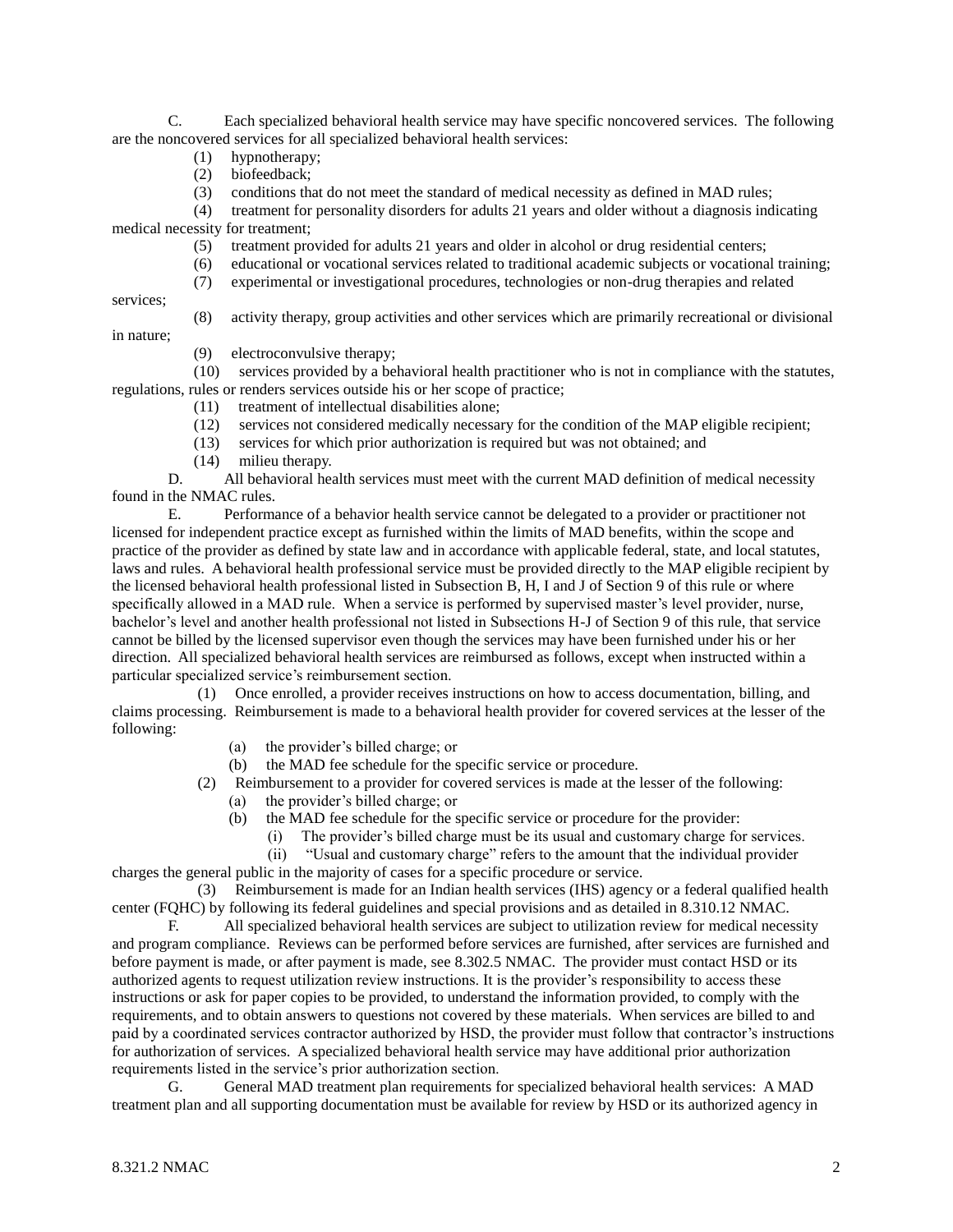C. Each specialized behavioral health service may have specific noncovered services. The following are the noncovered services for all specialized behavioral health services:

(1) hypnotherapy;
(2) biofeedback;
(3) conditions that do not meet the standard of medical necessity as defined in MAD rules;
(4) treatment for personality disorders for adults 21 years and older without a diagnosis indicating medical necessity for treatment;
(5) treatment provided for adults 21 years and older in alcohol or drug residential centers;
(6) educational or vocational services related to traditional academic subjects or vocational training;
(7) experimental or investigational procedures, technologies or non-drug therapies and related services;
(8) activity therapy, group activities and other services which are primarily recreational or divisional in nature;
(9) electroconvulsive therapy;
(10) services provided by a behavioral health practitioner who is not in compliance with the statutes, regulations, rules or renders services outside his or her scope of practice;
(11) treatment of intellectual disabilities alone;
(12) services not considered medically necessary for the condition of the MAP eligible recipient;
(13) services for which prior authorization is required but was not obtained; and
(14) milieu therapy.

D. All behavioral health services must meet with the current MAD definition of medical necessity found in the NMAC rules.

E. Performance of a behavior health service cannot be delegated to a provider or practitioner not licensed for independent practice except as furnished within the limits of MAD benefits, within the scope and practice of the provider as defined by state law and in accordance with applicable federal, state, and local statutes, laws and rules. A behavioral health professional service must be provided directly to the MAP eligible recipient by the licensed behavioral health professional listed in Subsection B, H, I and J of Section 9 of this rule or where specifically allowed in a MAD rule. When a service is performed by supervised master's level provider, nurse, bachelor's level and another health professional not listed in Subsections H-J of Section 9 of this rule, that service cannot be billed by the licensed supervisor even though the services may have been furnished under his or her direction. All specialized behavioral health services are reimbursed as follows, except when instructed within a particular specialized service's reimbursement section.

(1) Once enrolled, a provider receives instructions on how to access documentation, billing, and claims processing. Reimbursement is made to a behavioral health provider for covered services at the lesser of the following:

(a) the provider's billed charge; or
(b) the MAD fee schedule for the specific service or procedure.

(2) Reimbursement to a provider for covered services is made at the lesser of the following:

(a) the provider's billed charge; or
(b) the MAD fee schedule for the specific service or procedure for the provider:

(i) The provider's billed charge must be its usual and customary charge for services.
(ii) "Usual and customary charge" refers to the amount that the individual provider charges the general public in the majority of cases for a specific procedure or service.

(3) Reimbursement is made for an Indian health services (IHS) agency or a federal qualified health center (FQHC) by following its federal guidelines and special provisions and as detailed in 8.310.12 NMAC.

F. All specialized behavioral health services are subject to utilization review for medical necessity and program compliance. Reviews can be performed before services are furnished, after services are furnished and before payment is made, or after payment is made, see 8.302.5 NMAC. The provider must contact HSD or its authorized agents to request utilization review instructions. It is the provider's responsibility to access these instructions or ask for paper copies to be provided, to understand the information provided, to comply with the requirements, and to obtain answers to questions not covered by these materials. When services are billed to and paid by a coordinated services contractor authorized by HSD, the provider must follow that contractor's instructions for authorization of services. A specialized behavioral health service may have additional prior authorization requirements listed in the service's prior authorization section.

G. General MAD treatment plan requirements for specialized behavioral health services: A MAD treatment plan and all supporting documentation must be available for review by HSD or its authorized agency in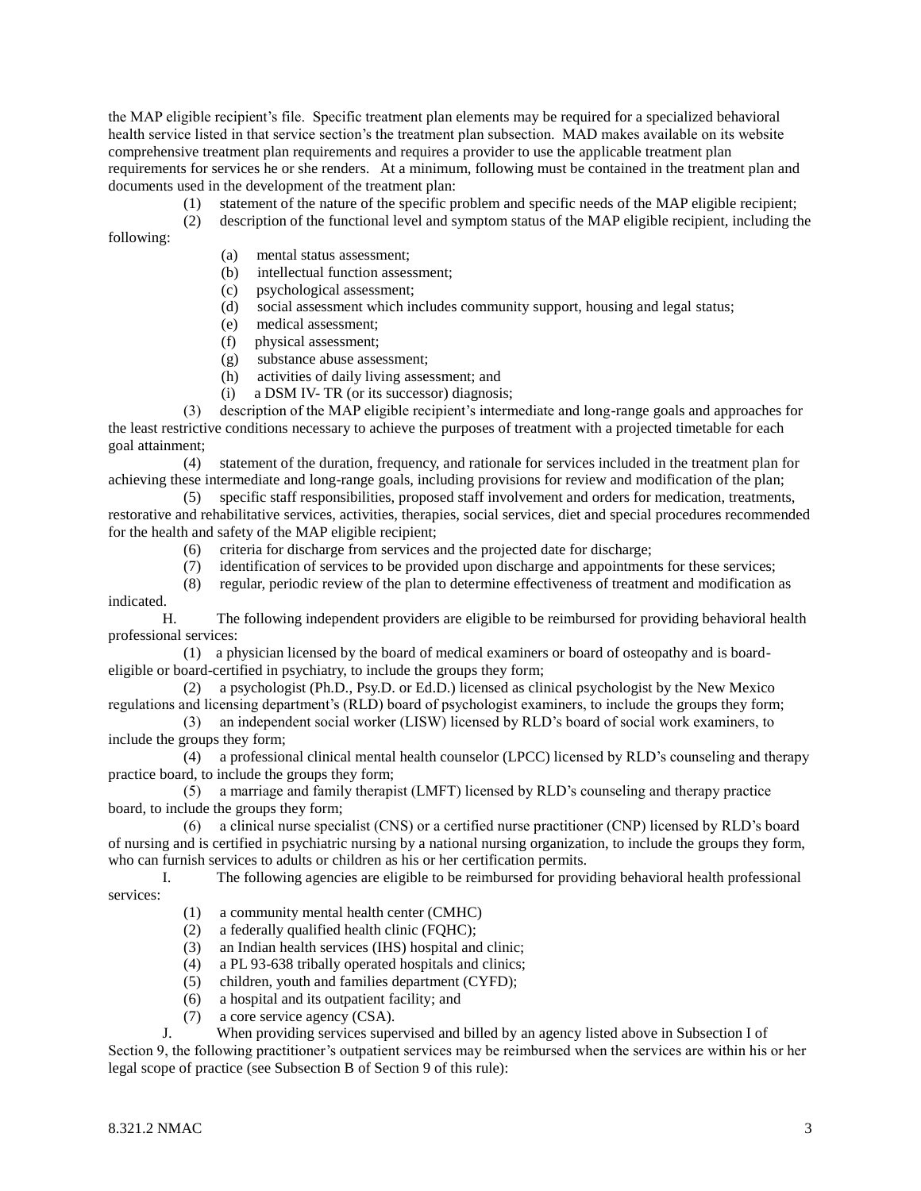the MAP eligible recipient's file. Specific treatment plan elements may be required for a specialized behavioral health service listed in that service section's the treatment plan subsection. MAD makes available on its website comprehensive treatment plan requirements and requires a provider to use the applicable treatment plan requirements for services he or she renders. At a minimum, following must be contained in the treatment plan and documents used in the development of the treatment plan:

(1) statement of the nature of the specific problem and specific needs of the MAP eligible recipient;

(2) description of the functional level and symptom status of the MAP eligible recipient, including the following:

(a) mental status assessment;

(b) intellectual function assessment;

(c) psychological assessment;

(d) social assessment which includes community support, housing and legal status;

(e) medical assessment;

(f) physical assessment;

(g) substance abuse assessment;

(h) activities of daily living assessment; and

(i) a DSM IV- TR (or its successor) diagnosis;

(3) description of the MAP eligible recipient's intermediate and long-range goals and approaches for the least restrictive conditions necessary to achieve the purposes of treatment with a projected timetable for each goal attainment;

(4) statement of the duration, frequency, and rationale for services included in the treatment plan for achieving these intermediate and long-range goals, including provisions for review and modification of the plan;

(5) specific staff responsibilities, proposed staff involvement and orders for medication, treatments, restorative and rehabilitative services, activities, therapies, social services, diet and special procedures recommended for the health and safety of the MAP eligible recipient;

(6) criteria for discharge from services and the projected date for discharge;

(7) identification of services to be provided upon discharge and appointments for these services;

(8) regular, periodic review of the plan to determine effectiveness of treatment and modification as indicated.

H. The following independent providers are eligible to be reimbursed for providing behavioral health professional services:

(1) a physician licensed by the board of medical examiners or board of osteopathy and is board-eligible or board-certified in psychiatry, to include the groups they form;

(2) a psychologist (Ph.D., Psy.D. or Ed.D.) licensed as clinical psychologist by the New Mexico regulations and licensing department's (RLD) board of psychologist examiners, to include the groups they form;

(3) an independent social worker (LISW) licensed by RLD's board of social work examiners, to include the groups they form;

(4) a professional clinical mental health counselor (LPCC) licensed by RLD's counseling and therapy practice board, to include the groups they form;

(5) a marriage and family therapist (LMFT) licensed by RLD's counseling and therapy practice board, to include the groups they form;

(6) a clinical nurse specialist (CNS) or a certified nurse practitioner (CNP) licensed by RLD's board of nursing and is certified in psychiatric nursing by a national nursing organization, to include the groups they form, who can furnish services to adults or children as his or her certification permits.

I. The following agencies are eligible to be reimbursed for providing behavioral health professional services:

(1) a community mental health center (CMHC)

(2) a federally qualified health clinic (FQHC);

(3) an Indian health services (IHS) hospital and clinic;

(4) a PL 93-638 tribally operated hospitals and clinics;

(5) children, youth and families department (CYFD);

(6) a hospital and its outpatient facility; and

(7) a core service agency (CSA).

J. When providing services supervised and billed by an agency listed above in Subsection I of Section 9, the following practitioner's outpatient services may be reimbursed when the services are within his or her legal scope of practice (see Subsection B of Section 9 of this rule):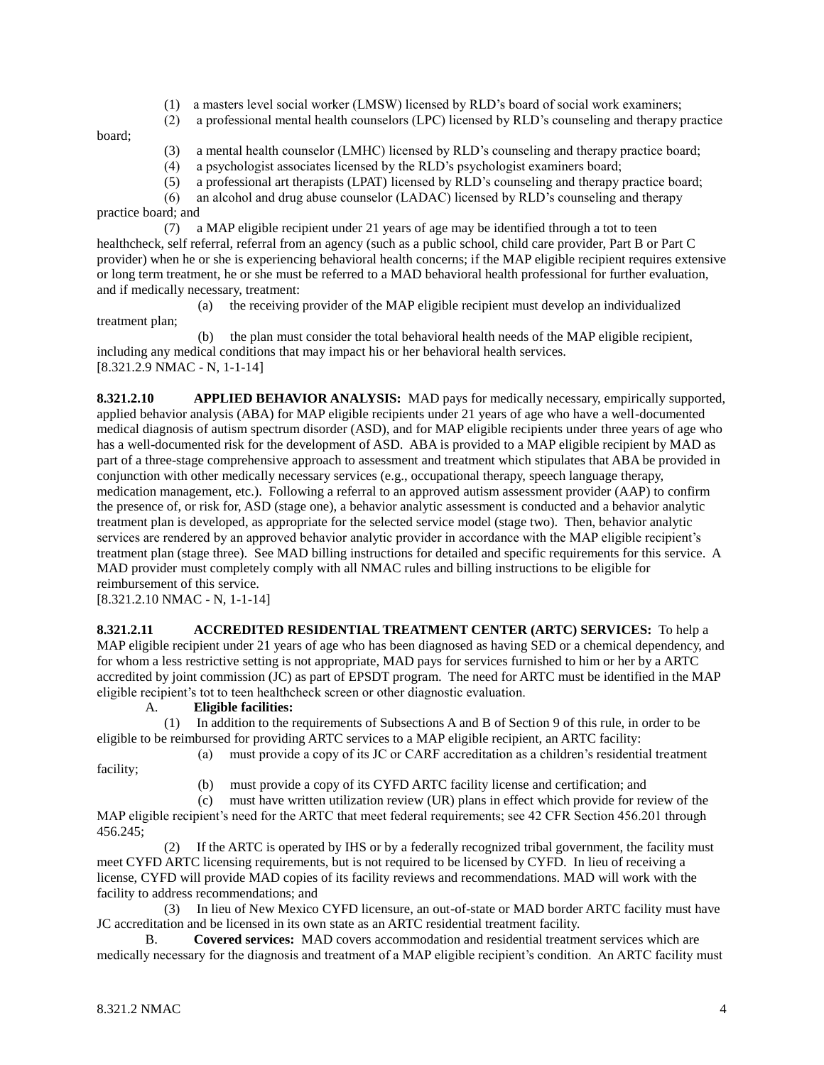(1) a masters level social worker (LMSW) licensed by RLD's board of social work examiners;

(2) a professional mental health counselors (LPC) licensed by RLD's counseling and therapy practice board;

(3) a mental health counselor (LMHC) licensed by RLD's counseling and therapy practice board;

(4) a psychologist associates licensed by the RLD's psychologist examiners board;

(5) a professional art therapists (LPAT) licensed by RLD's counseling and therapy practice board;

(6) an alcohol and drug abuse counselor (LADAC) licensed by RLD's counseling and therapy practice board; and

(7) a MAP eligible recipient under 21 years of age may be identified through a tot to teen healthcheck, self referral, referral from an agency (such as a public school, child care provider, Part B or Part C provider) when he or she is experiencing behavioral health concerns; if the MAP eligible recipient requires extensive or long term treatment, he or she must be referred to a MAD behavioral health professional for further evaluation, and if medically necessary, treatment:

(a) the receiving provider of the MAP eligible recipient must develop an individualized treatment plan;

(b) the plan must consider the total behavioral health needs of the MAP eligible recipient, including any medical conditions that may impact his or her behavioral health services.

[8.321.2.9 NMAC - N, 1-1-14]

**8.321.2.10 APPLIED BEHAVIOR ANALYSIS:** MAD pays for medically necessary, empirically supported, applied behavior analysis (ABA) for MAP eligible recipients under 21 years of age who have a well-documented medical diagnosis of autism spectrum disorder (ASD), and for MAP eligible recipients under three years of age who has a well-documented risk for the development of ASD. ABA is provided to a MAP eligible recipient by MAD as part of a three-stage comprehensive approach to assessment and treatment which stipulates that ABA be provided in conjunction with other medically necessary services (e.g., occupational therapy, speech language therapy, medication management, etc.). Following a referral to an approved autism assessment provider (AAP) to confirm the presence of, or risk for, ASD (stage one), a behavior analytic assessment is conducted and a behavior analytic treatment plan is developed, as appropriate for the selected service model (stage two). Then, behavior analytic services are rendered by an approved behavior analytic provider in accordance with the MAP eligible recipient's treatment plan (stage three). See MAD billing instructions for detailed and specific requirements for this service. A MAD provider must completely comply with all NMAC rules and billing instructions to be eligible for reimbursement of this service.

[8.321.2.10 NMAC - N, 1-1-14]

**8.321.2.11 ACCREDITED RESIDENTIAL TREATMENT CENTER (ARTC) SERVICES:** To help a MAP eligible recipient under 21 years of age who has been diagnosed as having SED or a chemical dependency, and for whom a less restrictive setting is not appropriate, MAD pays for services furnished to him or her by a ARTC accredited by joint commission (JC) as part of EPSDT program. The need for ARTC must be identified in the MAP eligible recipient's tot to teen healthcheck screen or other diagnostic evaluation.

A. **Eligible facilities:**

(1) In addition to the requirements of Subsections A and B of Section 9 of this rule, in order to be eligible to be reimbursed for providing ARTC services to a MAP eligible recipient, an ARTC facility:

(a) must provide a copy of its JC or CARF accreditation as a children's residential treatment facility;

(b) must provide a copy of its CYFD ARTC facility license and certification; and

(c) must have written utilization review (UR) plans in effect which provide for review of the MAP eligible recipient's need for the ARTC that meet federal requirements; see 42 CFR Section 456.201 through 456.245;

(2) If the ARTC is operated by IHS or by a federally recognized tribal government, the facility must meet CYFD ARTC licensing requirements, but is not required to be licensed by CYFD. In lieu of receiving a license, CYFD will provide MAD copies of its facility reviews and recommendations. MAD will work with the facility to address recommendations; and

(3) In lieu of New Mexico CYFD licensure, an out-of-state or MAD border ARTC facility must have JC accreditation and be licensed in its own state as an ARTC residential treatment facility.

B. **Covered services:** MAD covers accommodation and residential treatment services which are medically necessary for the diagnosis and treatment of a MAP eligible recipient's condition. An ARTC facility must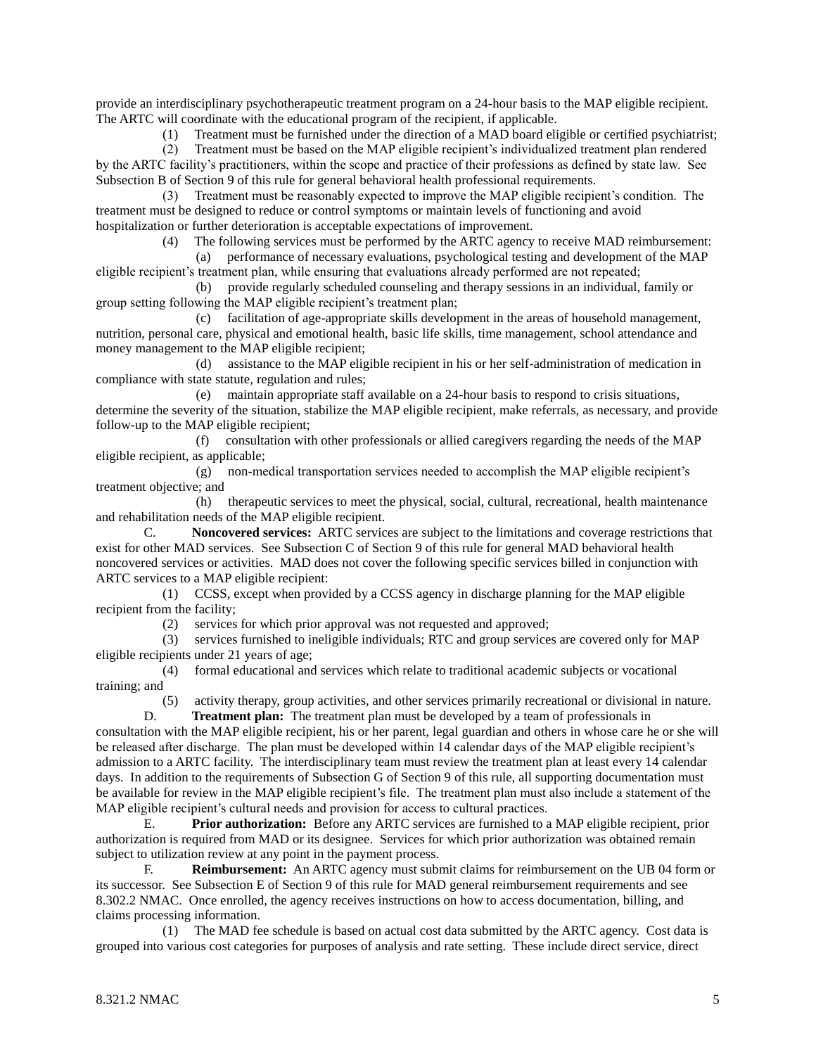provide an interdisciplinary psychotherapeutic treatment program on a 24-hour basis to the MAP eligible recipient. The ARTC will coordinate with the educational program of the recipient, if applicable.

(1) Treatment must be furnished under the direction of a MAD board eligible or certified psychiatrist;

(2) Treatment must be based on the MAP eligible recipient's individualized treatment plan rendered by the ARTC facility's practitioners, within the scope and practice of their professions as defined by state law. See Subsection B of Section 9 of this rule for general behavioral health professional requirements.

(3) Treatment must be reasonably expected to improve the MAP eligible recipient's condition. The treatment must be designed to reduce or control symptoms or maintain levels of functioning and avoid hospitalization or further deterioration is acceptable expectations of improvement.

(4) The following services must be performed by the ARTC agency to receive MAD reimbursement:

(a) performance of necessary evaluations, psychological testing and development of the MAP eligible recipient's treatment plan, while ensuring that evaluations already performed are not repeated;

(b) provide regularly scheduled counseling and therapy sessions in an individual, family or group setting following the MAP eligible recipient's treatment plan;

(c) facilitation of age-appropriate skills development in the areas of household management, nutrition, personal care, physical and emotional health, basic life skills, time management, school attendance and money management to the MAP eligible recipient;

(d) assistance to the MAP eligible recipient in his or her self-administration of medication in compliance with state statute, regulation and rules;

(e) maintain appropriate staff available on a 24-hour basis to respond to crisis situations, determine the severity of the situation, stabilize the MAP eligible recipient, make referrals, as necessary, and provide follow-up to the MAP eligible recipient;

(f) consultation with other professionals or allied caregivers regarding the needs of the MAP eligible recipient, as applicable;

(g) non-medical transportation services needed to accomplish the MAP eligible recipient's treatment objective; and

(h) therapeutic services to meet the physical, social, cultural, recreational, health maintenance and rehabilitation needs of the MAP eligible recipient.

C. **Noncovered services:** ARTC services are subject to the limitations and coverage restrictions that exist for other MAD services. See Subsection C of Section 9 of this rule for general MAD behavioral health noncovered services or activities. MAD does not cover the following specific services billed in conjunction with ARTC services to a MAP eligible recipient:

(1) CCSS, except when provided by a CCSS agency in discharge planning for the MAP eligible recipient from the facility;

(2) services for which prior approval was not requested and approved;

(3) services furnished to ineligible individuals; RTC and group services are covered only for MAP eligible recipients under 21 years of age;

(4) formal educational and services which relate to traditional academic subjects or vocational training; and

(5) activity therapy, group activities, and other services primarily recreational or divisional in nature.

D. **Treatment plan:** The treatment plan must be developed by a team of professionals in consultation with the MAP eligible recipient, his or her parent, legal guardian and others in whose care he or she will be released after discharge. The plan must be developed within 14 calendar days of the MAP eligible recipient's admission to a ARTC facility. The interdisciplinary team must review the treatment plan at least every 14 calendar days. In addition to the requirements of Subsection G of Section 9 of this rule, all supporting documentation must be available for review in the MAP eligible recipient's file. The treatment plan must also include a statement of the MAP eligible recipient's cultural needs and provision for access to cultural practices.

E. **Prior authorization:** Before any ARTC services are furnished to a MAP eligible recipient, prior authorization is required from MAD or its designee. Services for which prior authorization was obtained remain subject to utilization review at any point in the payment process.

F. **Reimbursement:** An ARTC agency must submit claims for reimbursement on the UB 04 form or its successor. See Subsection E of Section 9 of this rule for MAD general reimbursement requirements and see 8.302.2 NMAC. Once enrolled, the agency receives instructions on how to access documentation, billing, and claims processing information.

(1) The MAD fee schedule is based on actual cost data submitted by the ARTC agency. Cost data is grouped into various cost categories for purposes of analysis and rate setting. These include direct service, direct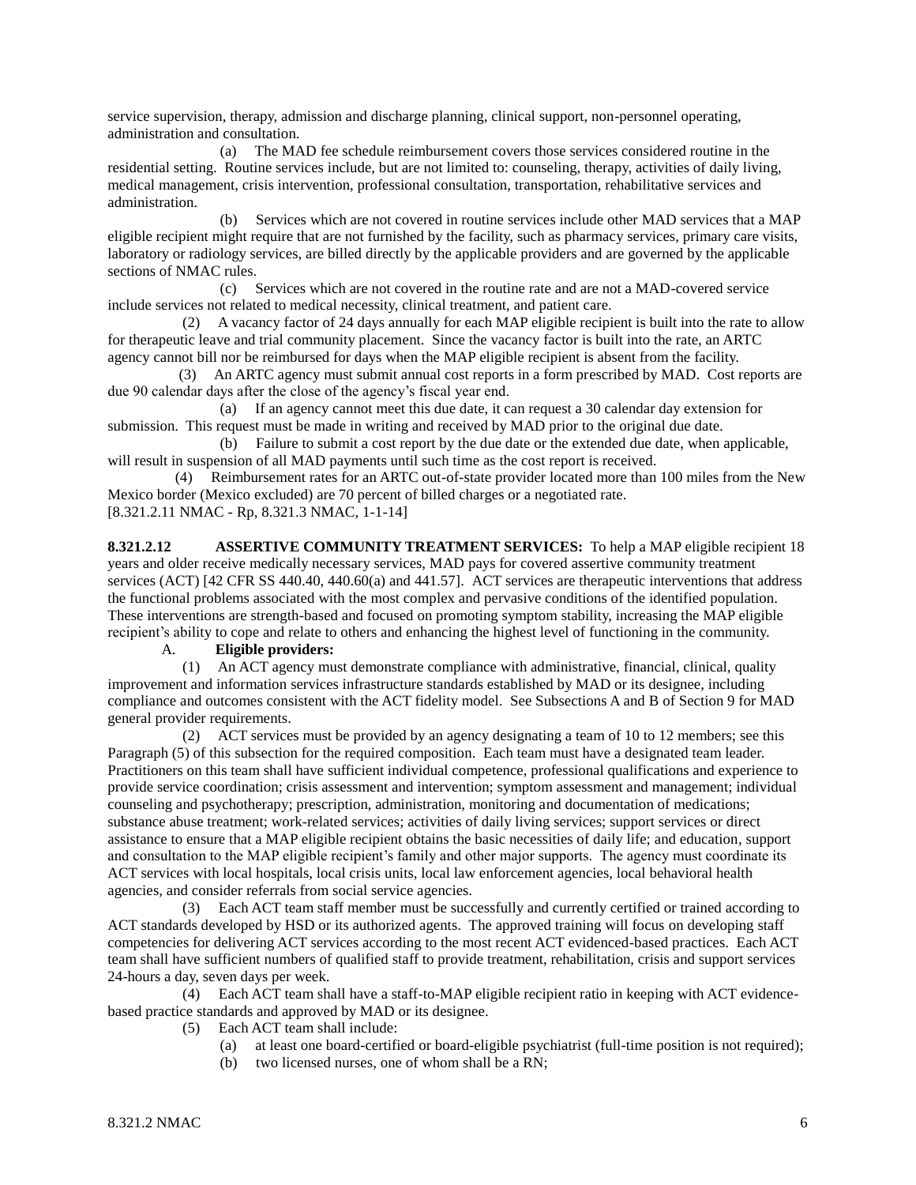service supervision, therapy, admission and discharge planning, clinical support, non-personnel operating, administration and consultation.

(a) The MAD fee schedule reimbursement covers those services considered routine in the residential setting. Routine services include, but are not limited to: counseling, therapy, activities of daily living, medical management, crisis intervention, professional consultation, transportation, rehabilitative services and administration.

(b) Services which are not covered in routine services include other MAD services that a MAP eligible recipient might require that are not furnished by the facility, such as pharmacy services, primary care visits, laboratory or radiology services, are billed directly by the applicable providers and are governed by the applicable sections of NMAC rules.

(c) Services which are not covered in the routine rate and are not a MAD-covered service include services not related to medical necessity, clinical treatment, and patient care.

(2) A vacancy factor of 24 days annually for each MAP eligible recipient is built into the rate to allow for therapeutic leave and trial community placement. Since the vacancy factor is built into the rate, an ARTC agency cannot bill nor be reimbursed for days when the MAP eligible recipient is absent from the facility.

(3) An ARTC agency must submit annual cost reports in a form prescribed by MAD. Cost reports are due 90 calendar days after the close of the agency's fiscal year end.

(a) If an agency cannot meet this due date, it can request a 30 calendar day extension for submission. This request must be made in writing and received by MAD prior to the original due date.

(b) Failure to submit a cost report by the due date or the extended due date, when applicable, will result in suspension of all MAD payments until such time as the cost report is received.

(4) Reimbursement rates for an ARTC out-of-state provider located more than 100 miles from the New Mexico border (Mexico excluded) are 70 percent of billed charges or a negotiated rate.

[8.321.2.11 NMAC - Rp, 8.321.3 NMAC, 1-1-14]

**8.321.2.12 ASSERTIVE COMMUNITY TREATMENT SERVICES:** To help a MAP eligible recipient 18 years and older receive medically necessary services, MAD pays for covered assertive community treatment services (ACT) [42 CFR SS 440.40, 440.60(a) and 441.57]. ACT services are therapeutic interventions that address the functional problems associated with the most complex and pervasive conditions of the identified population. These interventions are strength-based and focused on promoting symptom stability, increasing the MAP eligible recipient's ability to cope and relate to others and enhancing the highest level of functioning in the community.

A. **Eligible providers:**

(1) An ACT agency must demonstrate compliance with administrative, financial, clinical, quality improvement and information services infrastructure standards established by MAD or its designee, including compliance and outcomes consistent with the ACT fidelity model. See Subsections A and B of Section 9 for MAD general provider requirements.

(2) ACT services must be provided by an agency designating a team of 10 to 12 members; see this Paragraph (5) of this subsection for the required composition. Each team must have a designated team leader. Practitioners on this team shall have sufficient individual competence, professional qualifications and experience to provide service coordination; crisis assessment and intervention; symptom assessment and management; individual counseling and psychotherapy; prescription, administration, monitoring and documentation of medications; substance abuse treatment; work-related services; activities of daily living services; support services or direct assistance to ensure that a MAP eligible recipient obtains the basic necessities of daily life; and education, support and consultation to the MAP eligible recipient's family and other major supports. The agency must coordinate its ACT services with local hospitals, local crisis units, local law enforcement agencies, local behavioral health agencies, and consider referrals from social service agencies.

(3) Each ACT team staff member must be successfully and currently certified or trained according to ACT standards developed by HSD or its authorized agents. The approved training will focus on developing staff competencies for delivering ACT services according to the most recent ACT evidenced-based practices. Each ACT team shall have sufficient numbers of qualified staff to provide treatment, rehabilitation, crisis and support services 24-hours a day, seven days per week.

(4) Each ACT team shall have a staff-to-MAP eligible recipient ratio in keeping with ACT evidence-based practice standards and approved by MAD or its designee.

(5) Each ACT team shall include:

(a) at least one board-certified or board-eligible psychiatrist (full-time position is not required);

(b) two licensed nurses, one of whom shall be a RN;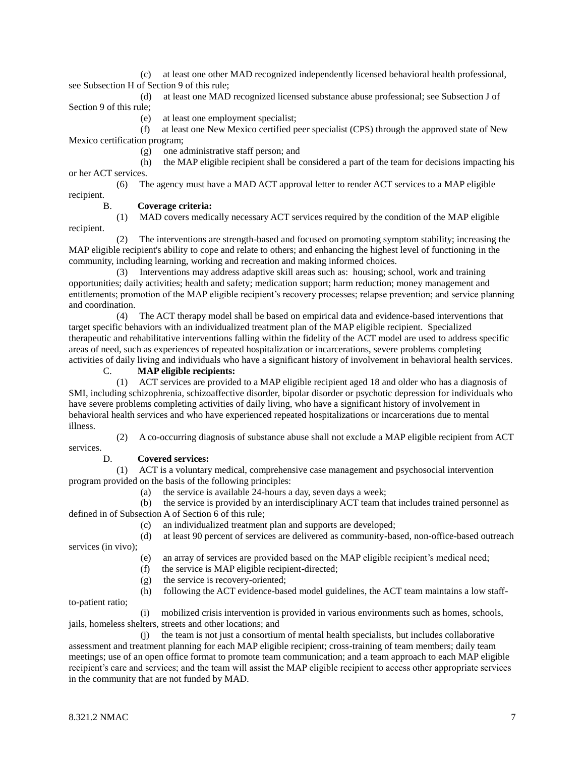(c) at least one other MAD recognized independently licensed behavioral health professional, see Subsection H of Section 9 of this rule;

(d) at least one MAD recognized licensed substance abuse professional; see Subsection J of Section 9 of this rule;

(e) at least one employment specialist;

(f) at least one New Mexico certified peer specialist (CPS) through the approved state of New Mexico certification program;

(g) one administrative staff person; and

(h) the MAP eligible recipient shall be considered a part of the team for decisions impacting his or her ACT services.

(6) The agency must have a MAD ACT approval letter to render ACT services to a MAP eligible recipient.

B. **Coverage criteria:**

(1) MAD covers medically necessary ACT services required by the condition of the MAP eligible recipient.

(2) The interventions are strength-based and focused on promoting symptom stability; increasing the MAP eligible recipient's ability to cope and relate to others; and enhancing the highest level of functioning in the community, including learning, working and recreation and making informed choices.

(3) Interventions may address adaptive skill areas such as: housing; school, work and training opportunities; daily activities; health and safety; medication support; harm reduction; money management and entitlements; promotion of the MAP eligible recipient's recovery processes; relapse prevention; and service planning and coordination.

(4) The ACT therapy model shall be based on empirical data and evidence-based interventions that target specific behaviors with an individualized treatment plan of the MAP eligible recipient. Specialized therapeutic and rehabilitative interventions falling within the fidelity of the ACT model are used to address specific areas of need, such as experiences of repeated hospitalization or incarcerations, severe problems completing activities of daily living and individuals who have a significant history of involvement in behavioral health services.

C. **MAP eligible recipients:**

(1) ACT services are provided to a MAP eligible recipient aged 18 and older who has a diagnosis of SMI, including schizophrenia, schizoaffective disorder, bipolar disorder or psychotic depression for individuals who have severe problems completing activities of daily living, who have a significant history of involvement in behavioral health services and who have experienced repeated hospitalizations or incarcerations due to mental illness.

(2) A co-occurring diagnosis of substance abuse shall not exclude a MAP eligible recipient from ACT services.

D. **Covered services:**

(1) ACT is a voluntary medical, comprehensive case management and psychosocial intervention program provided on the basis of the following principles:

(a) the service is available 24-hours a day, seven days a week;

(b) the service is provided by an interdisciplinary ACT team that includes trained personnel as defined in of Subsection A of Section 6 of this rule;

(c) an individualized treatment plan and supports are developed;

(d) at least 90 percent of services are delivered as community-based, non-office-based outreach services (in vivo);

(e) an array of services are provided based on the MAP eligible recipient's medical need;

(f) the service is MAP eligible recipient-directed;

(g) the service is recovery-oriented;

(h) following the ACT evidence-based model guidelines, the ACT team maintains a low staff-to-patient ratio;

(i) mobilized crisis intervention is provided in various environments such as homes, schools, jails, homeless shelters, streets and other locations; and

(j) the team is not just a consortium of mental health specialists, but includes collaborative assessment and treatment planning for each MAP eligible recipient; cross-training of team members; daily team meetings; use of an open office format to promote team communication; and a team approach to each MAP eligible recipient's care and services; and the team will assist the MAP eligible recipient to access other appropriate services in the community that are not funded by MAD.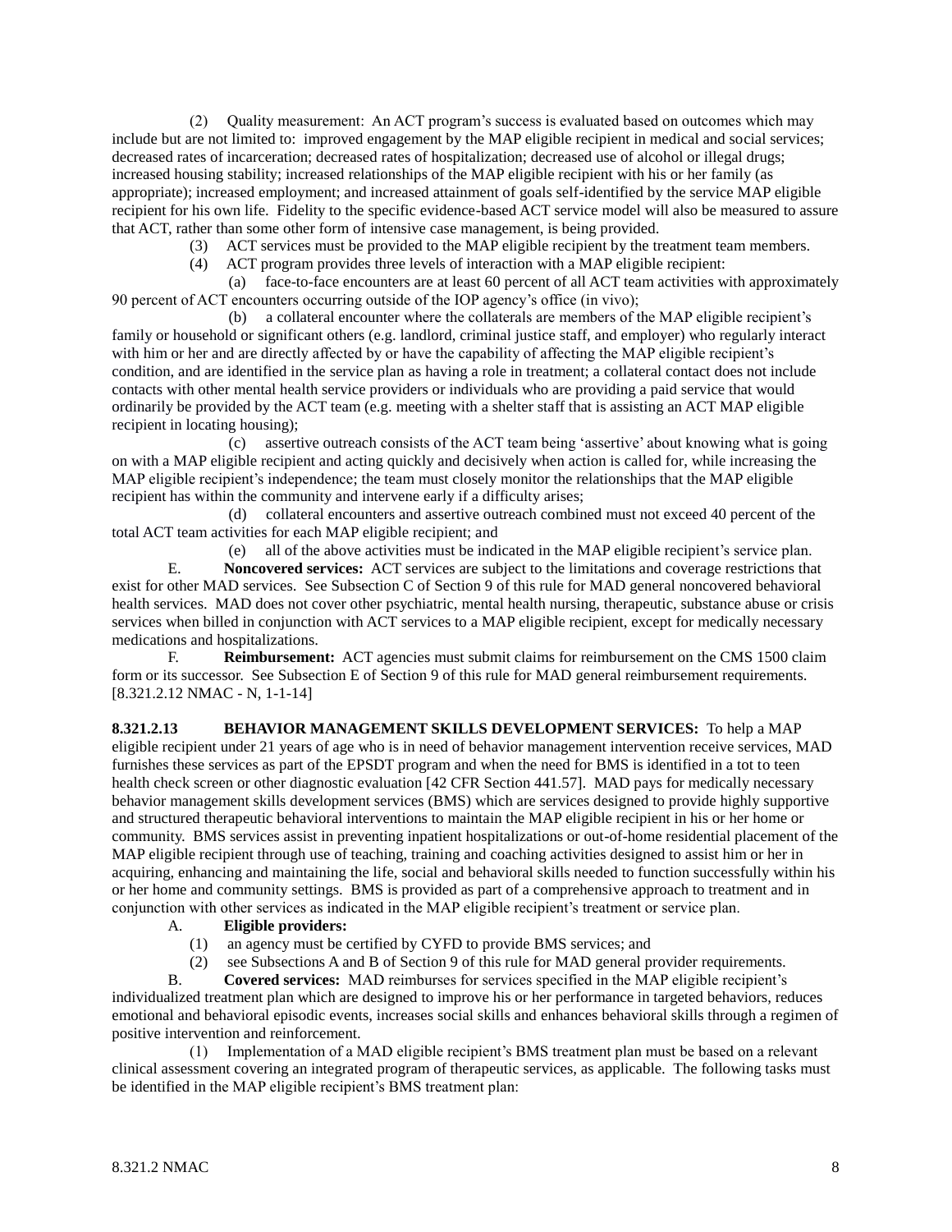(2) Quality measurement: An ACT program's success is evaluated based on outcomes which may include but are not limited to: improved engagement by the MAP eligible recipient in medical and social services; decreased rates of incarceration; decreased rates of hospitalization; decreased use of alcohol or illegal drugs; increased housing stability; increased relationships of the MAP eligible recipient with his or her family (as appropriate); increased employment; and increased attainment of goals self-identified by the service MAP eligible recipient for his own life. Fidelity to the specific evidence-based ACT service model will also be measured to assure that ACT, rather than some other form of intensive case management, is being provided.

(3) ACT services must be provided to the MAP eligible recipient by the treatment team members.

(4) ACT program provides three levels of interaction with a MAP eligible recipient:

(a) face-to-face encounters are at least 60 percent of all ACT team activities with approximately 90 percent of ACT encounters occurring outside of the IOP agency's office (in vivo);

(b) a collateral encounter where the collaterals are members of the MAP eligible recipient's family or household or significant others (e.g. landlord, criminal justice staff, and employer) who regularly interact with him or her and are directly affected by or have the capability of affecting the MAP eligible recipient's condition, and are identified in the service plan as having a role in treatment; a collateral contact does not include contacts with other mental health service providers or individuals who are providing a paid service that would ordinarily be provided by the ACT team (e.g. meeting with a shelter staff that is assisting an ACT MAP eligible recipient in locating housing);

(c) assertive outreach consists of the ACT team being 'assertive' about knowing what is going on with a MAP eligible recipient and acting quickly and decisively when action is called for, while increasing the MAP eligible recipient's independence; the team must closely monitor the relationships that the MAP eligible recipient has within the community and intervene early if a difficulty arises;

(d) collateral encounters and assertive outreach combined must not exceed 40 percent of the total ACT team activities for each MAP eligible recipient; and

(e) all of the above activities must be indicated in the MAP eligible recipient's service plan.

E. **Noncovered services:** ACT services are subject to the limitations and coverage restrictions that exist for other MAD services. See Subsection C of Section 9 of this rule for MAD general noncovered behavioral health services. MAD does not cover other psychiatric, mental health nursing, therapeutic, substance abuse or crisis services when billed in conjunction with ACT services to a MAP eligible recipient, except for medically necessary medications and hospitalizations.

F. **Reimbursement:** ACT agencies must submit claims for reimbursement on the CMS 1500 claim form or its successor. See Subsection E of Section 9 of this rule for MAD general reimbursement requirements.
[8.321.2.12 NMAC - N, 1-1-14]

**8.321.2.13 BEHAVIOR MANAGEMENT SKILLS DEVELOPMENT SERVICES:** To help a MAP eligible recipient under 21 years of age who is in need of behavior management intervention receive services, MAD furnishes these services as part of the EPSDT program and when the need for BMS is identified in a tot to teen health check screen or other diagnostic evaluation [42 CFR Section 441.57]. MAD pays for medically necessary behavior management skills development services (BMS) which are services designed to provide highly supportive and structured therapeutic behavioral interventions to maintain the MAP eligible recipient in his or her home or community. BMS services assist in preventing inpatient hospitalizations or out-of-home residential placement of the MAP eligible recipient through use of teaching, training and coaching activities designed to assist him or her in acquiring, enhancing and maintaining the life, social and behavioral skills needed to function successfully within his or her home and community settings. BMS is provided as part of a comprehensive approach to treatment and in conjunction with other services as indicated in the MAP eligible recipient's treatment or service plan.

A. **Eligible providers:**

(1) an agency must be certified by CYFD to provide BMS services; and

(2) see Subsections A and B of Section 9 of this rule for MAD general provider requirements.

B. **Covered services:** MAD reimburses for services specified in the MAP eligible recipient's individualized treatment plan which are designed to improve his or her performance in targeted behaviors, reduces emotional and behavioral episodic events, increases social skills and enhances behavioral skills through a regimen of positive intervention and reinforcement.

(1) Implementation of a MAD eligible recipient's BMS treatment plan must be based on a relevant clinical assessment covering an integrated program of therapeutic services, as applicable. The following tasks must be identified in the MAP eligible recipient's BMS treatment plan: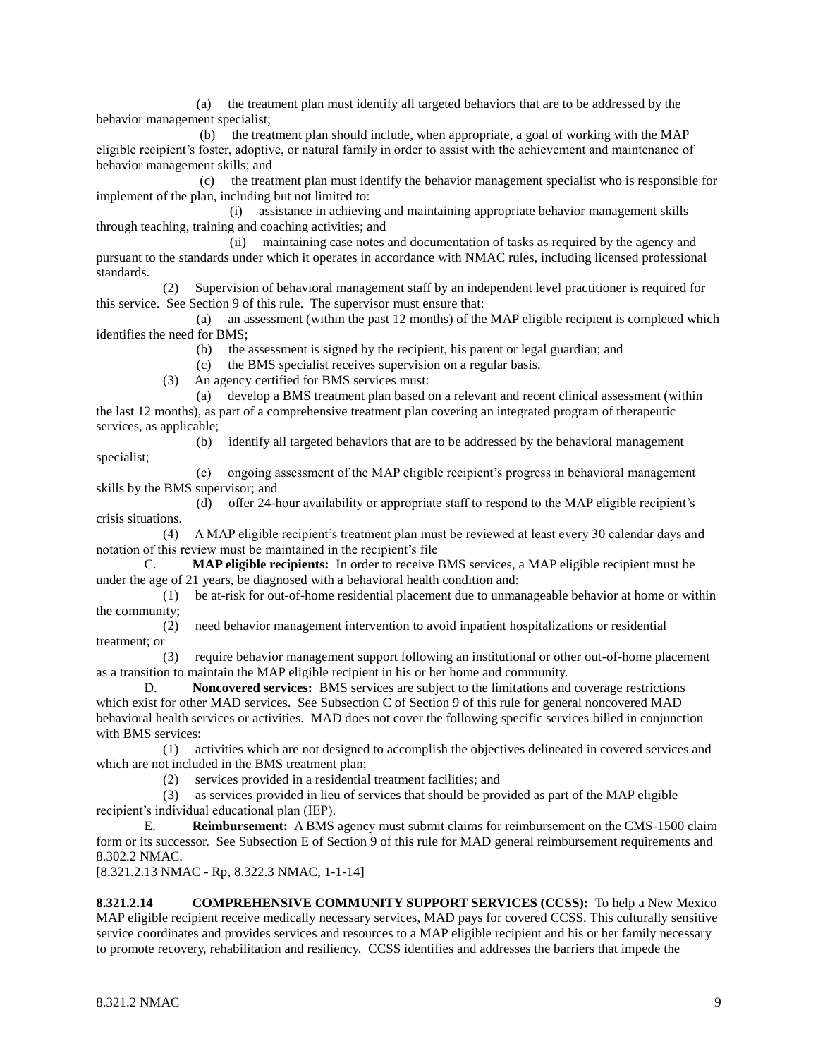(a) the treatment plan must identify all targeted behaviors that are to be addressed by the behavior management specialist;

(b) the treatment plan should include, when appropriate, a goal of working with the MAP eligible recipient's foster, adoptive, or natural family in order to assist with the achievement and maintenance of behavior management skills; and

(c) the treatment plan must identify the behavior management specialist who is responsible for implement of the plan, including but not limited to:

(i) assistance in achieving and maintaining appropriate behavior management skills through teaching, training and coaching activities; and

(ii) maintaining case notes and documentation of tasks as required by the agency and pursuant to the standards under which it operates in accordance with NMAC rules, including licensed professional standards.

(2) Supervision of behavioral management staff by an independent level practitioner is required for this service. See Section 9 of this rule. The supervisor must ensure that:

(a) an assessment (within the past 12 months) of the MAP eligible recipient is completed which identifies the need for BMS;

(b) the assessment is signed by the recipient, his parent or legal guardian; and

(c) the BMS specialist receives supervision on a regular basis.

(3) An agency certified for BMS services must:

(a) develop a BMS treatment plan based on a relevant and recent clinical assessment (within the last 12 months), as part of a comprehensive treatment plan covering an integrated program of therapeutic services, as applicable;

(b) identify all targeted behaviors that are to be addressed by the behavioral management specialist;

(c) ongoing assessment of the MAP eligible recipient's progress in behavioral management skills by the BMS supervisor; and

(d) offer 24-hour availability or appropriate staff to respond to the MAP eligible recipient's crisis situations.

(4) A MAP eligible recipient's treatment plan must be reviewed at least every 30 calendar days and notation of this review must be maintained in the recipient's file

C. **MAP eligible recipients:** In order to receive BMS services, a MAP eligible recipient must be under the age of 21 years, be diagnosed with a behavioral health condition and:

(1) be at-risk for out-of-home residential placement due to unmanageable behavior at home or within the community;

(2) need behavior management intervention to avoid inpatient hospitalizations or residential treatment; or

(3) require behavior management support following an institutional or other out-of-home placement as a transition to maintain the MAP eligible recipient in his or her home and community.

D. **Noncovered services:** BMS services are subject to the limitations and coverage restrictions which exist for other MAD services. See Subsection C of Section 9 of this rule for general noncovered MAD behavioral health services or activities. MAD does not cover the following specific services billed in conjunction with BMS services:

(1) activities which are not designed to accomplish the objectives delineated in covered services and which are not included in the BMS treatment plan;

(2) services provided in a residential treatment facilities; and

(3) as services provided in lieu of services that should be provided as part of the MAP eligible recipient's individual educational plan (IEP).

E. **Reimbursement:** A BMS agency must submit claims for reimbursement on the CMS-1500 claim form or its successor. See Subsection E of Section 9 of this rule for MAD general reimbursement requirements and 8.302.2 NMAC.

[8.321.2.13 NMAC - Rp, 8.322.3 NMAC, 1-1-14]

**8.321.2.14 COMPREHENSIVE COMMUNITY SUPPORT SERVICES (CCSS):** To help a New Mexico MAP eligible recipient receive medically necessary services, MAD pays for covered CCSS. This culturally sensitive service coordinates and provides services and resources to a MAP eligible recipient and his or her family necessary to promote recovery, rehabilitation and resiliency. CCSS identifies and addresses the barriers that impede the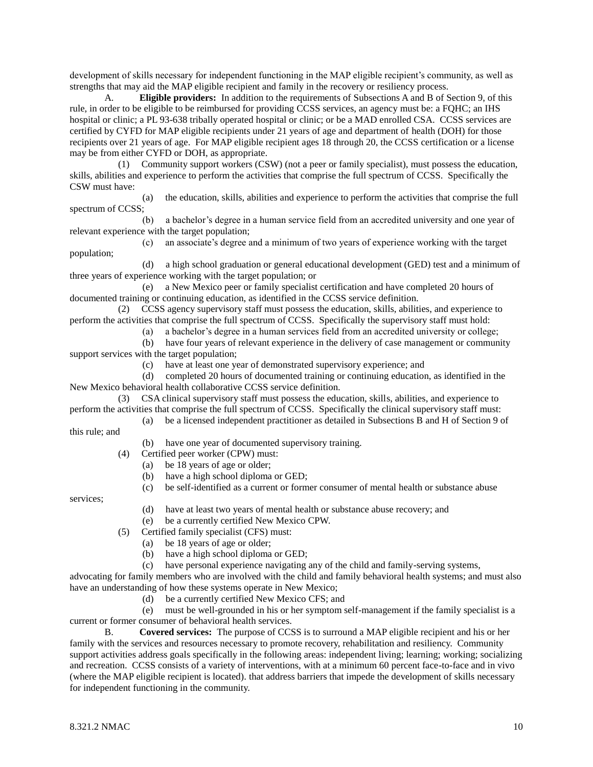development of skills necessary for independent functioning in the MAP eligible recipient's community, as well as strengths that may aid the MAP eligible recipient and family in the recovery or resiliency process.

A. **Eligible providers:** In addition to the requirements of Subsections A and B of Section 9, of this rule, in order to be eligible to be reimbursed for providing CCSS services, an agency must be: a FQHC; an IHS hospital or clinic; a PL 93-638 tribally operated hospital or clinic; or be a MAD enrolled CSA. CCSS services are certified by CYFD for MAP eligible recipients under 21 years of age and department of health (DOH) for those recipients over 21 years of age. For MAP eligible recipient ages 18 through 20, the CCSS certification or a license may be from either CYFD or DOH, as appropriate.

(1) Community support workers (CSW) (not a peer or family specialist), must possess the education, skills, abilities and experience to perform the activities that comprise the full spectrum of CCSS. Specifically the CSW must have:

(a) the education, skills, abilities and experience to perform the activities that comprise the full spectrum of CCSS;

(b) a bachelor's degree in a human service field from an accredited university and one year of relevant experience with the target population;

(c) an associate's degree and a minimum of two years of experience working with the target population;

(d) a high school graduation or general educational development (GED) test and a minimum of three years of experience working with the target population; or

(e) a New Mexico peer or family specialist certification and have completed 20 hours of documented training or continuing education, as identified in the CCSS service definition.

(2) CCSS agency supervisory staff must possess the education, skills, abilities, and experience to perform the activities that comprise the full spectrum of CCSS. Specifically the supervisory staff must hold:

(a) a bachelor's degree in a human services field from an accredited university or college;

(b) have four years of relevant experience in the delivery of case management or community support services with the target population;

(c) have at least one year of demonstrated supervisory experience; and

(d) completed 20 hours of documented training or continuing education, as identified in the New Mexico behavioral health collaborative CCSS service definition.

(3) CSA clinical supervisory staff must possess the education, skills, abilities, and experience to perform the activities that comprise the full spectrum of CCSS. Specifically the clinical supervisory staff must:

(a) be a licensed independent practitioner as detailed in Subsections B and H of Section 9 of this rule; and

(b) have one year of documented supervisory training.

(4) Certified peer worker (CPW) must:

(a) be 18 years of age or older;

(b) have a high school diploma or GED;

(c) be self-identified as a current or former consumer of mental health or substance abuse services;

(d) have at least two years of mental health or substance abuse recovery; and

(e) be a currently certified New Mexico CPW.

(5) Certified family specialist (CFS) must:

(a) be 18 years of age or older;

(b) have a high school diploma or GED;

(c) have personal experience navigating any of the child and family-serving systems, advocating for family members who are involved with the child and family behavioral health systems; and must also have an understanding of how these systems operate in New Mexico;

(d) be a currently certified New Mexico CFS; and

(e) must be well-grounded in his or her symptom self-management if the family specialist is a current or former consumer of behavioral health services.

B. **Covered services:** The purpose of CCSS is to surround a MAP eligible recipient and his or her family with the services and resources necessary to promote recovery, rehabilitation and resiliency. Community support activities address goals specifically in the following areas: independent living; learning; working; socializing and recreation. CCSS consists of a variety of interventions, with at a minimum 60 percent face-to-face and in vivo (where the MAP eligible recipient is located). that address barriers that impede the development of skills necessary for independent functioning in the community.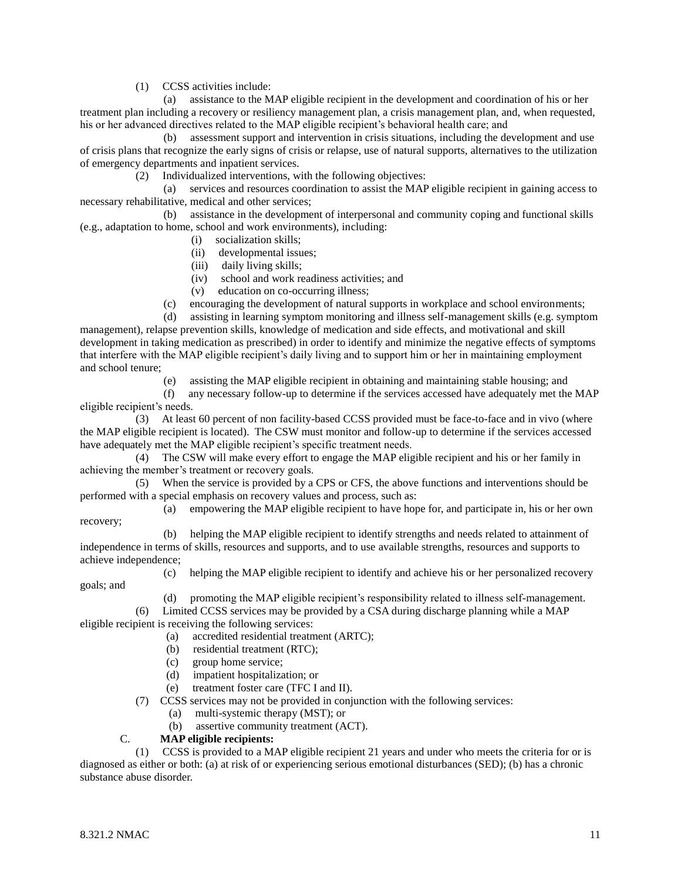(1) CCSS activities include:

(a) assistance to the MAP eligible recipient in the development and coordination of his or her treatment plan including a recovery or resiliency management plan, a crisis management plan, and, when requested, his or her advanced directives related to the MAP eligible recipient's behavioral health care; and

(b) assessment support and intervention in crisis situations, including the development and use of crisis plans that recognize the early signs of crisis or relapse, use of natural supports, alternatives to the utilization of emergency departments and inpatient services.

(2) Individualized interventions, with the following objectives:

(a) services and resources coordination to assist the MAP eligible recipient in gaining access to necessary rehabilitative, medical and other services;

(b) assistance in the development of interpersonal and community coping and functional skills (e.g., adaptation to home, school and work environments), including:

(i) socialization skills;

(ii) developmental issues;

(iii) daily living skills;

(iv) school and work readiness activities; and

(v) education on co-occurring illness;

(c) encouraging the development of natural supports in workplace and school environments;

(d) assisting in learning symptom monitoring and illness self-management skills (e.g. symptom management), relapse prevention skills, knowledge of medication and side effects, and motivational and skill development in taking medication as prescribed) in order to identify and minimize the negative effects of symptoms that interfere with the MAP eligible recipient's daily living and to support him or her in maintaining employment and school tenure;

(e) assisting the MAP eligible recipient in obtaining and maintaining stable housing; and

(f) any necessary follow-up to determine if the services accessed have adequately met the MAP eligible recipient's needs.

(3) At least 60 percent of non facility-based CCSS provided must be face-to-face and in vivo (where the MAP eligible recipient is located). The CSW must monitor and follow-up to determine if the services accessed have adequately met the MAP eligible recipient's specific treatment needs.

(4) The CSW will make every effort to engage the MAP eligible recipient and his or her family in achieving the member's treatment or recovery goals.

(5) When the service is provided by a CPS or CFS, the above functions and interventions should be performed with a special emphasis on recovery values and process, such as:

(a) empowering the MAP eligible recipient to have hope for, and participate in, his or her own recovery;

(b) helping the MAP eligible recipient to identify strengths and needs related to attainment of independence in terms of skills, resources and supports, and to use available strengths, resources and supports to achieve independence;

(c) helping the MAP eligible recipient to identify and achieve his or her personalized recovery goals; and

(d) promoting the MAP eligible recipient's responsibility related to illness self-management.

(6) Limited CCSS services may be provided by a CSA during discharge planning while a MAP eligible recipient is receiving the following services:

(a) accredited residential treatment (ARTC);

(b) residential treatment (RTC);

(c) group home service;

(d) impatient hospitalization; or

(e) treatment foster care (TFC I and II).

(7) CCSS services may not be provided in conjunction with the following services:

(a) multi-systemic therapy (MST); or

(b) assertive community treatment (ACT).

C. **MAP eligible recipients:**

(1) CCSS is provided to a MAP eligible recipient 21 years and under who meets the criteria for or is diagnosed as either or both: (a) at risk of or experiencing serious emotional disturbances (SED); (b) has a chronic substance abuse disorder.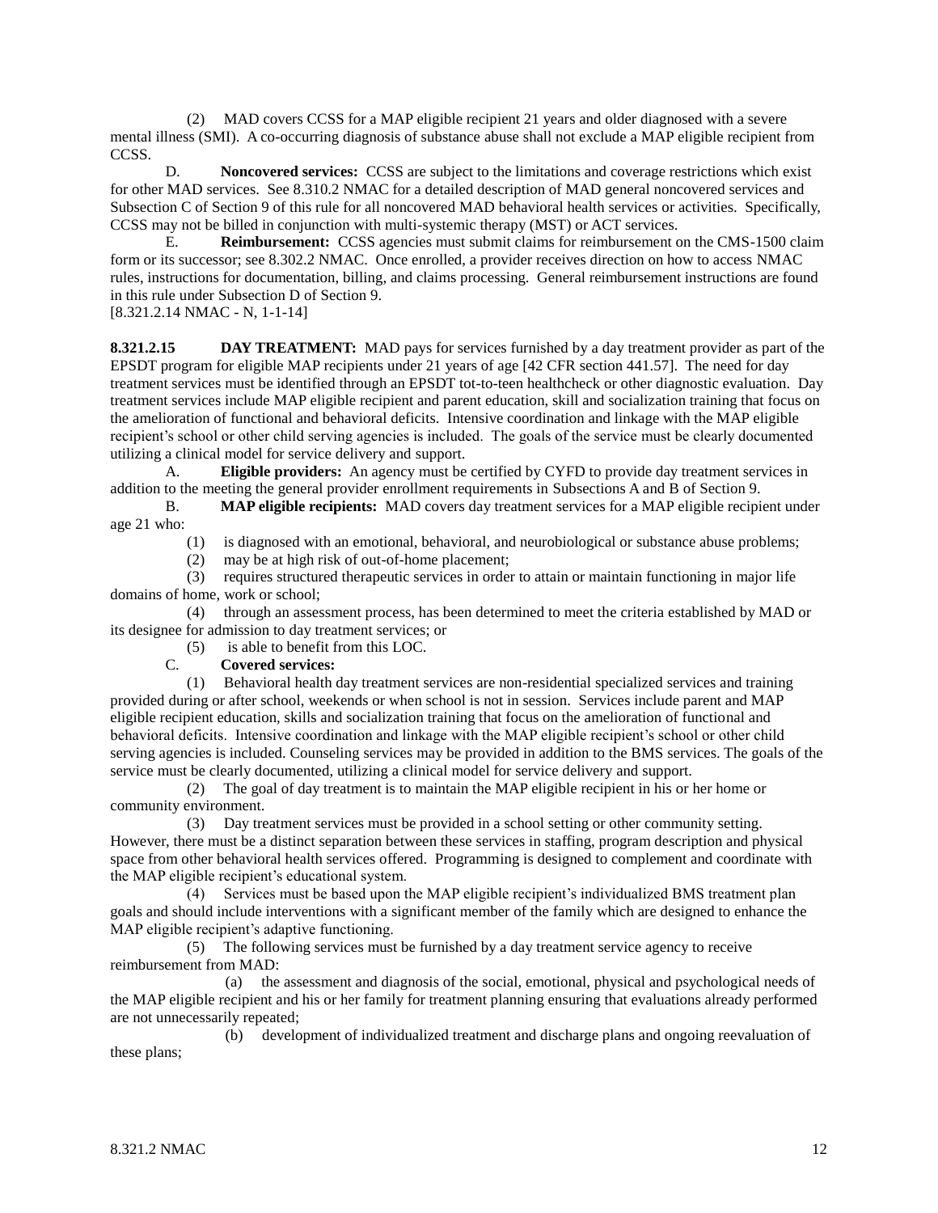(2) MAD covers CCSS for a MAP eligible recipient 21 years and older diagnosed with a severe mental illness (SMI). A co-occurring diagnosis of substance abuse shall not exclude a MAP eligible recipient from CCSS.

D. **Noncovered services:** CCSS are subject to the limitations and coverage restrictions which exist for other MAD services. See 8.310.2 NMAC for a detailed description of MAD general noncovered services and Subsection C of Section 9 of this rule for all noncovered MAD behavioral health services or activities. Specifically, CCSS may not be billed in conjunction with multi-systemic therapy (MST) or ACT services.

E. **Reimbursement:** CCSS agencies must submit claims for reimbursement on the CMS-1500 claim form or its successor; see 8.302.2 NMAC. Once enrolled, a provider receives direction on how to access NMAC rules, instructions for documentation, billing, and claims processing. General reimbursement instructions are found in this rule under Subsection D of Section 9.

[8.321.2.14 NMAC - N, 1-1-14]

**8.321.2.15 DAY TREATMENT:** MAD pays for services furnished by a day treatment provider as part of the EPSDT program for eligible MAP recipients under 21 years of age [42 CFR section 441.57]. The need for day treatment services must be identified through an EPSDT tot-to-teen healthcheck or other diagnostic evaluation. Day treatment services include MAP eligible recipient and parent education, skill and socialization training that focus on the amelioration of functional and behavioral deficits. Intensive coordination and linkage with the MAP eligible recipient's school or other child serving agencies is included. The goals of the service must be clearly documented utilizing a clinical model for service delivery and support.

A. **Eligible providers:** An agency must be certified by CYFD to provide day treatment services in addition to the meeting the general provider enrollment requirements in Subsections A and B of Section 9.

B. **MAP eligible recipients:** MAD covers day treatment services for a MAP eligible recipient under age 21 who:

(1) is diagnosed with an emotional, behavioral, and neurobiological or substance abuse problems;

(2) may be at high risk of out-of-home placement;

(3) requires structured therapeutic services in order to attain or maintain functioning in major life domains of home, work or school;

(4) through an assessment process, has been determined to meet the criteria established by MAD or its designee for admission to day treatment services; or

(5) is able to benefit from this LOC.

C. **Covered services:**

(1) Behavioral health day treatment services are non-residential specialized services and training provided during or after school, weekends or when school is not in session. Services include parent and MAP eligible recipient education, skills and socialization training that focus on the amelioration of functional and behavioral deficits. Intensive coordination and linkage with the MAP eligible recipient's school or other child serving agencies is included. Counseling services may be provided in addition to the BMS services. The goals of the service must be clearly documented, utilizing a clinical model for service delivery and support.

(2) The goal of day treatment is to maintain the MAP eligible recipient in his or her home or community environment.

(3) Day treatment services must be provided in a school setting or other community setting. However, there must be a distinct separation between these services in staffing, program description and physical space from other behavioral health services offered. Programming is designed to complement and coordinate with the MAP eligible recipient's educational system.

(4) Services must be based upon the MAP eligible recipient's individualized BMS treatment plan goals and should include interventions with a significant member of the family which are designed to enhance the MAP eligible recipient's adaptive functioning.

(5) The following services must be furnished by a day treatment service agency to receive reimbursement from MAD:

(a) the assessment and diagnosis of the social, emotional, physical and psychological needs of the MAP eligible recipient and his or her family for treatment planning ensuring that evaluations already performed are not unnecessarily repeated;

(b) development of individualized treatment and discharge plans and ongoing reevaluation of these plans;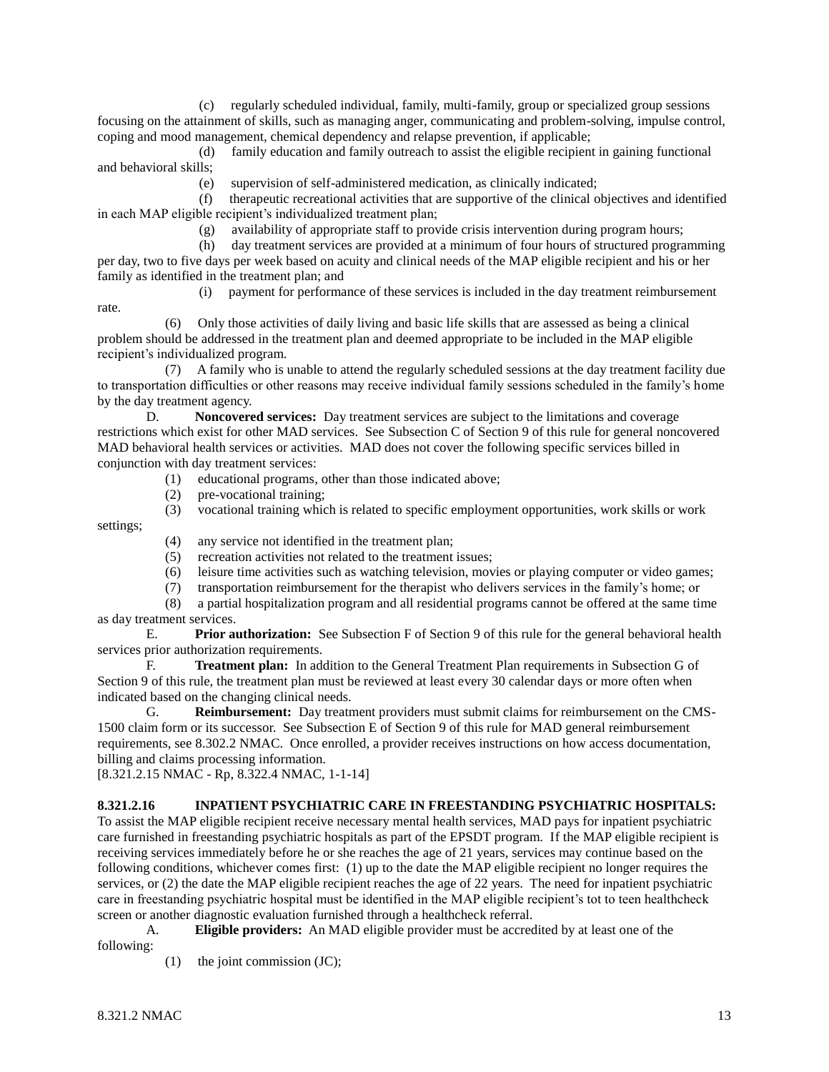(c) regularly scheduled individual, family, multi-family, group or specialized group sessions focusing on the attainment of skills, such as managing anger, communicating and problem-solving, impulse control, coping and mood management, chemical dependency and relapse prevention, if applicable;

(d) family education and family outreach to assist the eligible recipient in gaining functional and behavioral skills;

(e) supervision of self-administered medication, as clinically indicated;

(f) therapeutic recreational activities that are supportive of the clinical objectives and identified in each MAP eligible recipient's individualized treatment plan;

(g) availability of appropriate staff to provide crisis intervention during program hours;

(h) day treatment services are provided at a minimum of four hours of structured programming per day, two to five days per week based on acuity and clinical needs of the MAP eligible recipient and his or her family as identified in the treatment plan; and

(i) payment for performance of these services is included in the day treatment reimbursement rate.

(6) Only those activities of daily living and basic life skills that are assessed as being a clinical problem should be addressed in the treatment plan and deemed appropriate to be included in the MAP eligible recipient's individualized program.

(7) A family who is unable to attend the regularly scheduled sessions at the day treatment facility due to transportation difficulties or other reasons may receive individual family sessions scheduled in the family's home by the day treatment agency.

D. **Noncovered services:** Day treatment services are subject to the limitations and coverage restrictions which exist for other MAD services. See Subsection C of Section 9 of this rule for general noncovered MAD behavioral health services or activities. MAD does not cover the following specific services billed in conjunction with day treatment services:

(1) educational programs, other than those indicated above;

(2) pre-vocational training;

(3) vocational training which is related to specific employment opportunities, work skills or work settings;

(4) any service not identified in the treatment plan;

(5) recreation activities not related to the treatment issues;

(6) leisure time activities such as watching television, movies or playing computer or video games;

(7) transportation reimbursement for the therapist who delivers services in the family's home; or

(8) a partial hospitalization program and all residential programs cannot be offered at the same time as day treatment services.

E. **Prior authorization:** See Subsection F of Section 9 of this rule for the general behavioral health services prior authorization requirements.

F. **Treatment plan:** In addition to the General Treatment Plan requirements in Subsection G of Section 9 of this rule, the treatment plan must be reviewed at least every 30 calendar days or more often when indicated based on the changing clinical needs.

G. **Reimbursement:** Day treatment providers must submit claims for reimbursement on the CMS-1500 claim form or its successor. See Subsection E of Section 9 of this rule for MAD general reimbursement requirements, see 8.302.2 NMAC. Once enrolled, a provider receives instructions on how access documentation, billing and claims processing information.

[8.321.2.15 NMAC - Rp, 8.322.4 NMAC, 1-1-14]

**8.321.2.16 INPATIENT PSYCHIATRIC CARE IN FREESTANDING PSYCHIATRIC HOSPITALS:** To assist the MAP eligible recipient receive necessary mental health services, MAD pays for inpatient psychiatric care furnished in freestanding psychiatric hospitals as part of the EPSDT program. If the MAP eligible recipient is receiving services immediately before he or she reaches the age of 21 years, services may continue based on the following conditions, whichever comes first: (1) up to the date the MAP eligible recipient no longer requires the services, or (2) the date the MAP eligible recipient reaches the age of 22 years. The need for inpatient psychiatric care in freestanding psychiatric hospital must be identified in the MAP eligible recipient's tot to teen healthcheck screen or another diagnostic evaluation furnished through a healthcheck referral.

A. **Eligible providers:** An MAD eligible provider must be accredited by at least one of the following:

(1) the joint commission (JC);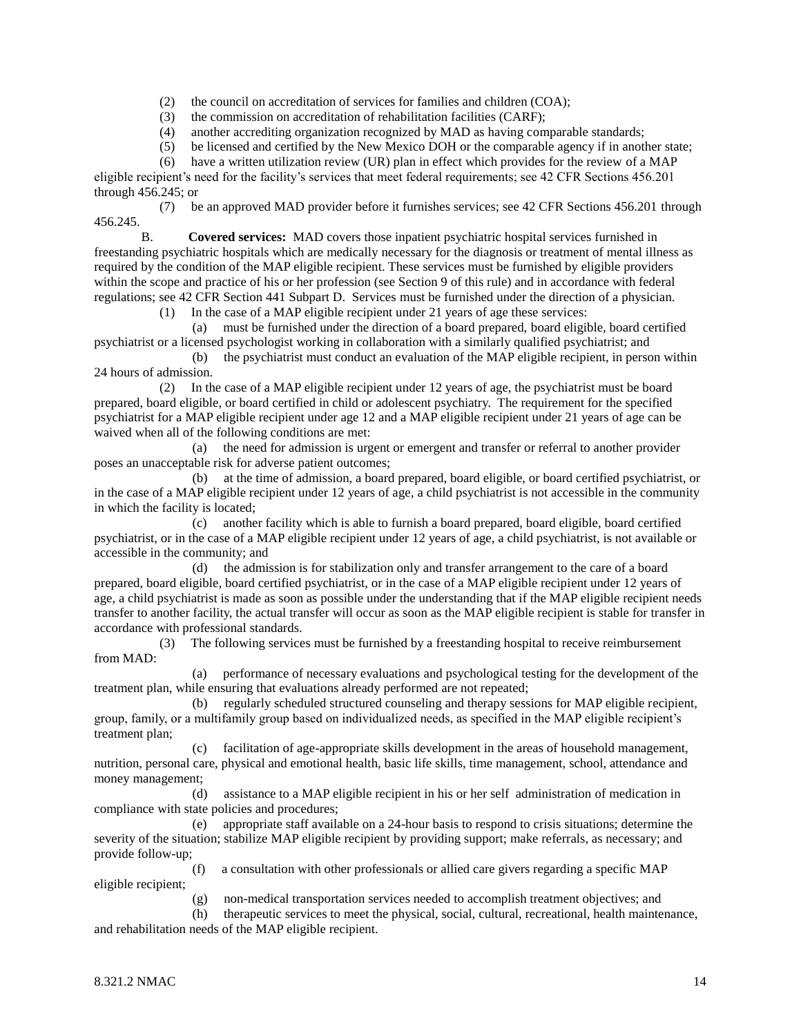(2) the council on accreditation of services for families and children (COA);

(3) the commission on accreditation of rehabilitation facilities (CARF);

(4) another accrediting organization recognized by MAD as having comparable standards;

(5) be licensed and certified by the New Mexico DOH or the comparable agency if in another state;

(6) have a written utilization review (UR) plan in effect which provides for the review of a MAP eligible recipient's need for the facility's services that meet federal requirements; see 42 CFR Sections 456.201 through 456.245; or

(7) be an approved MAD provider before it furnishes services; see 42 CFR Sections 456.201 through 456.245.

B. **Covered services:** MAD covers those inpatient psychiatric hospital services furnished in freestanding psychiatric hospitals which are medically necessary for the diagnosis or treatment of mental illness as required by the condition of the MAP eligible recipient. These services must be furnished by eligible providers within the scope and practice of his or her profession (see Section 9 of this rule) and in accordance with federal regulations; see 42 CFR Section 441 Subpart D. Services must be furnished under the direction of a physician.

(1) In the case of a MAP eligible recipient under 21 years of age these services:

(a) must be furnished under the direction of a board prepared, board eligible, board certified psychiatrist or a licensed psychologist working in collaboration with a similarly qualified psychiatrist; and

(b) the psychiatrist must conduct an evaluation of the MAP eligible recipient, in person within 24 hours of admission.

(2) In the case of a MAP eligible recipient under 12 years of age, the psychiatrist must be board prepared, board eligible, or board certified in child or adolescent psychiatry. The requirement for the specified psychiatrist for a MAP eligible recipient under age 12 and a MAP eligible recipient under 21 years of age can be waived when all of the following conditions are met:

(a) the need for admission is urgent or emergent and transfer or referral to another provider poses an unacceptable risk for adverse patient outcomes;

(b) at the time of admission, a board prepared, board eligible, or board certified psychiatrist, or in the case of a MAP eligible recipient under 12 years of age, a child psychiatrist is not accessible in the community in which the facility is located;

(c) another facility which is able to furnish a board prepared, board eligible, board certified psychiatrist, or in the case of a MAP eligible recipient under 12 years of age, a child psychiatrist, is not available or accessible in the community; and

(d) the admission is for stabilization only and transfer arrangement to the care of a board prepared, board eligible, board certified psychiatrist, or in the case of a MAP eligible recipient under 12 years of age, a child psychiatrist is made as soon as possible under the understanding that if the MAP eligible recipient needs transfer to another facility, the actual transfer will occur as soon as the MAP eligible recipient is stable for transfer in accordance with professional standards.

(3) The following services must be furnished by a freestanding hospital to receive reimbursement from MAD:

(a) performance of necessary evaluations and psychological testing for the development of the treatment plan, while ensuring that evaluations already performed are not repeated;

(b) regularly scheduled structured counseling and therapy sessions for MAP eligible recipient, group, family, or a multifamily group based on individualized needs, as specified in the MAP eligible recipient's treatment plan;

(c) facilitation of age-appropriate skills development in the areas of household management, nutrition, personal care, physical and emotional health, basic life skills, time management, school, attendance and money management;

(d) assistance to a MAP eligible recipient in his or her self administration of medication in compliance with state policies and procedures;

(e) appropriate staff available on a 24-hour basis to respond to crisis situations; determine the severity of the situation; stabilize MAP eligible recipient by providing support; make referrals, as necessary; and provide follow-up;

(f) a consultation with other professionals or allied care givers regarding a specific MAP eligible recipient;

(g) non-medical transportation services needed to accomplish treatment objectives; and

(h) therapeutic services to meet the physical, social, cultural, recreational, health maintenance, and rehabilitation needs of the MAP eligible recipient.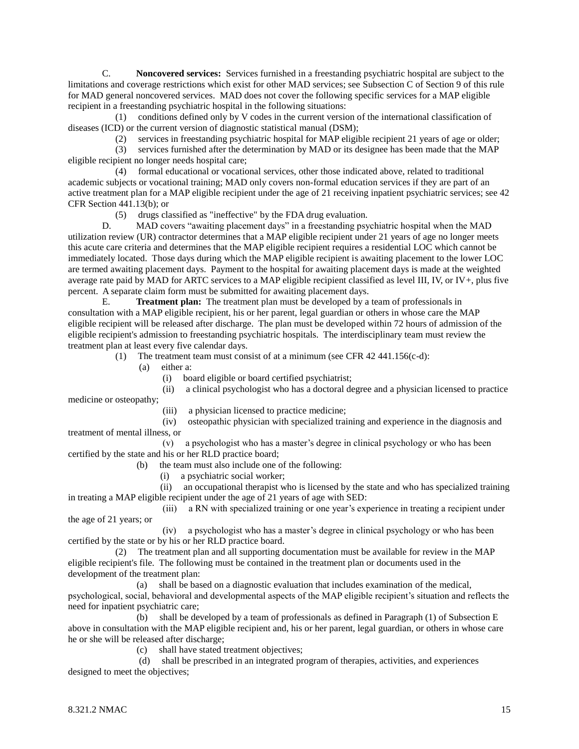C. **Noncovered services:** Services furnished in a freestanding psychiatric hospital are subject to the limitations and coverage restrictions which exist for other MAD services; see Subsection C of Section 9 of this rule for MAD general noncovered services. MAD does not cover the following specific services for a MAP eligible recipient in a freestanding psychiatric hospital in the following situations:

(1) conditions defined only by V codes in the current version of the international classification of diseases (ICD) or the current version of diagnostic statistical manual (DSM);

(2) services in freestanding psychiatric hospital for MAP eligible recipient 21 years of age or older;

(3) services furnished after the determination by MAD or its designee has been made that the MAP eligible recipient no longer needs hospital care;

(4) formal educational or vocational services, other those indicated above, related to traditional academic subjects or vocational training; MAD only covers non-formal education services if they are part of an active treatment plan for a MAP eligible recipient under the age of 21 receiving inpatient psychiatric services; see 42 CFR Section 441.13(b); or

(5) drugs classified as "ineffective" by the FDA drug evaluation.

D. MAD covers "awaiting placement days" in a freestanding psychiatric hospital when the MAD utilization review (UR) contractor determines that a MAP eligible recipient under 21 years of age no longer meets this acute care criteria and determines that the MAP eligible recipient requires a residential LOC which cannot be immediately located. Those days during which the MAP eligible recipient is awaiting placement to the lower LOC are termed awaiting placement days. Payment to the hospital for awaiting placement days is made at the weighted average rate paid by MAD for ARTC services to a MAP eligible recipient classified as level III, IV, or IV+, plus five percent. A separate claim form must be submitted for awaiting placement days.

E. **Treatment plan:** The treatment plan must be developed by a team of professionals in consultation with a MAP eligible recipient, his or her parent, legal guardian or others in whose care the MAP eligible recipient will be released after discharge. The plan must be developed within 72 hours of admission of the eligible recipient's admission to freestanding psychiatric hospitals. The interdisciplinary team must review the treatment plan at least every five calendar days.

(1) The treatment team must consist of at a minimum (see CFR 42 441.156(c-d):

(a) either a:

(i) board eligible or board certified psychiatrist;

(ii) a clinical psychologist who has a doctoral degree and a physician licensed to practice medicine or osteopathy;

(iii) a physician licensed to practice medicine;

(iv) osteopathic physician with specialized training and experience in the diagnosis and treatment of mental illness, or

(v) a psychologist who has a master's degree in clinical psychology or who has been certified by the state and his or her RLD practice board;

(b) the team must also include one of the following:

(i) a psychiatric social worker;

(ii) an occupational therapist who is licensed by the state and who has specialized training in treating a MAP eligible recipient under the age of 21 years of age with SED:

(iii) a RN with specialized training or one year's experience in treating a recipient under the age of 21 years; or

(iv) a psychologist who has a master's degree in clinical psychology or who has been certified by the state or by his or her RLD practice board.

(2) The treatment plan and all supporting documentation must be available for review in the MAP eligible recipient's file. The following must be contained in the treatment plan or documents used in the development of the treatment plan:

(a) shall be based on a diagnostic evaluation that includes examination of the medical, psychological, social, behavioral and developmental aspects of the MAP eligible recipient's situation and reflects the need for inpatient psychiatric care;

(b) shall be developed by a team of professionals as defined in Paragraph (1) of Subsection E above in consultation with the MAP eligible recipient and, his or her parent, legal guardian, or others in whose care he or she will be released after discharge;

(c) shall have stated treatment objectives;

(d) shall be prescribed in an integrated program of therapies, activities, and experiences designed to meet the objectives;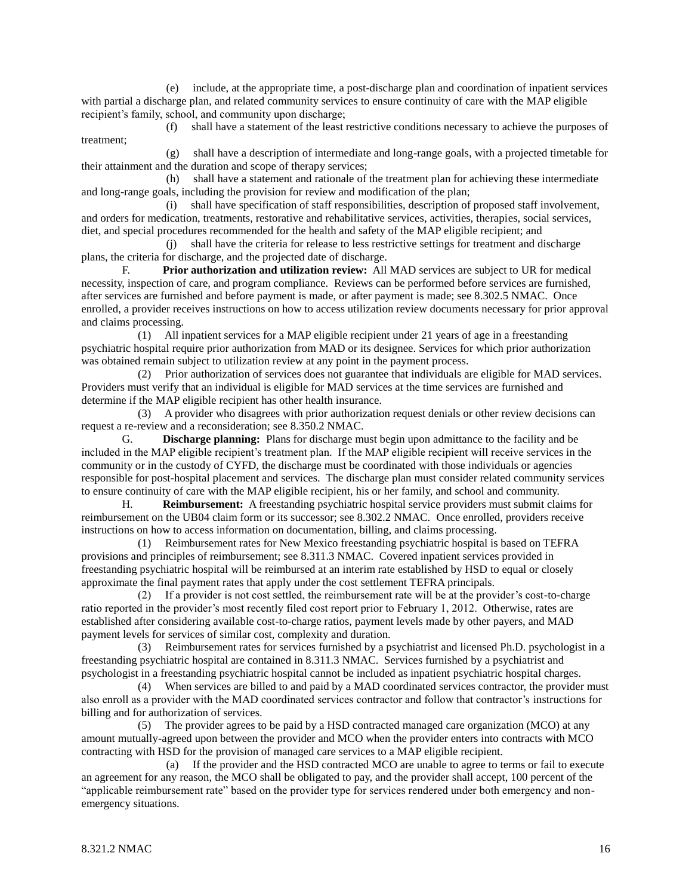(e) include, at the appropriate time, a post-discharge plan and coordination of inpatient services with partial a discharge plan, and related community services to ensure continuity of care with the MAP eligible recipient's family, school, and community upon discharge;

(f) shall have a statement of the least restrictive conditions necessary to achieve the purposes of treatment;

(g) shall have a description of intermediate and long-range goals, with a projected timetable for their attainment and the duration and scope of therapy services;

(h) shall have a statement and rationale of the treatment plan for achieving these intermediate and long-range goals, including the provision for review and modification of the plan;

(i) shall have specification of staff responsibilities, description of proposed staff involvement, and orders for medication, treatments, restorative and rehabilitative services, activities, therapies, social services, diet, and special procedures recommended for the health and safety of the MAP eligible recipient; and

(j) shall have the criteria for release to less restrictive settings for treatment and discharge plans, the criteria for discharge, and the projected date of discharge.

F. **Prior authorization and utilization review:** All MAD services are subject to UR for medical necessity, inspection of care, and program compliance. Reviews can be performed before services are furnished, after services are furnished and before payment is made, or after payment is made; see 8.302.5 NMAC. Once enrolled, a provider receives instructions on how to access utilization review documents necessary for prior approval and claims processing.

(1) All inpatient services for a MAP eligible recipient under 21 years of age in a freestanding psychiatric hospital require prior authorization from MAD or its designee. Services for which prior authorization was obtained remain subject to utilization review at any point in the payment process.

(2) Prior authorization of services does not guarantee that individuals are eligible for MAD services. Providers must verify that an individual is eligible for MAD services at the time services are furnished and determine if the MAP eligible recipient has other health insurance.

(3) A provider who disagrees with prior authorization request denials or other review decisions can request a re-review and a reconsideration; see 8.350.2 NMAC.

G. **Discharge planning:** Plans for discharge must begin upon admittance to the facility and be included in the MAP eligible recipient's treatment plan. If the MAP eligible recipient will receive services in the community or in the custody of CYFD, the discharge must be coordinated with those individuals or agencies responsible for post-hospital placement and services. The discharge plan must consider related community services to ensure continuity of care with the MAP eligible recipient, his or her family, and school and community.

H. **Reimbursement:** A freestanding psychiatric hospital service providers must submit claims for reimbursement on the UB04 claim form or its successor; see 8.302.2 NMAC. Once enrolled, providers receive instructions on how to access information on documentation, billing, and claims processing.

(1) Reimbursement rates for New Mexico freestanding psychiatric hospital is based on TEFRA provisions and principles of reimbursement; see 8.311.3 NMAC. Covered inpatient services provided in freestanding psychiatric hospital will be reimbursed at an interim rate established by HSD to equal or closely approximate the final payment rates that apply under the cost settlement TEFRA principals.

(2) If a provider is not cost settled, the reimbursement rate will be at the provider's cost-to-charge ratio reported in the provider's most recently filed cost report prior to February 1, 2012. Otherwise, rates are established after considering available cost-to-charge ratios, payment levels made by other payers, and MAD payment levels for services of similar cost, complexity and duration.

(3) Reimbursement rates for services furnished by a psychiatrist and licensed Ph.D. psychologist in a freestanding psychiatric hospital are contained in 8.311.3 NMAC. Services furnished by a psychiatrist and psychologist in a freestanding psychiatric hospital cannot be included as inpatient psychiatric hospital charges.

(4) When services are billed to and paid by a MAD coordinated services contractor, the provider must also enroll as a provider with the MAD coordinated services contractor and follow that contractor's instructions for billing and for authorization of services.

(5) The provider agrees to be paid by a HSD contracted managed care organization (MCO) at any amount mutually-agreed upon between the provider and MCO when the provider enters into contracts with MCO contracting with HSD for the provision of managed care services to a MAP eligible recipient.

(a) If the provider and the HSD contracted MCO are unable to agree to terms or fail to execute an agreement for any reason, the MCO shall be obligated to pay, and the provider shall accept, 100 percent of the "applicable reimbursement rate" based on the provider type for services rendered under both emergency and non-emergency situations.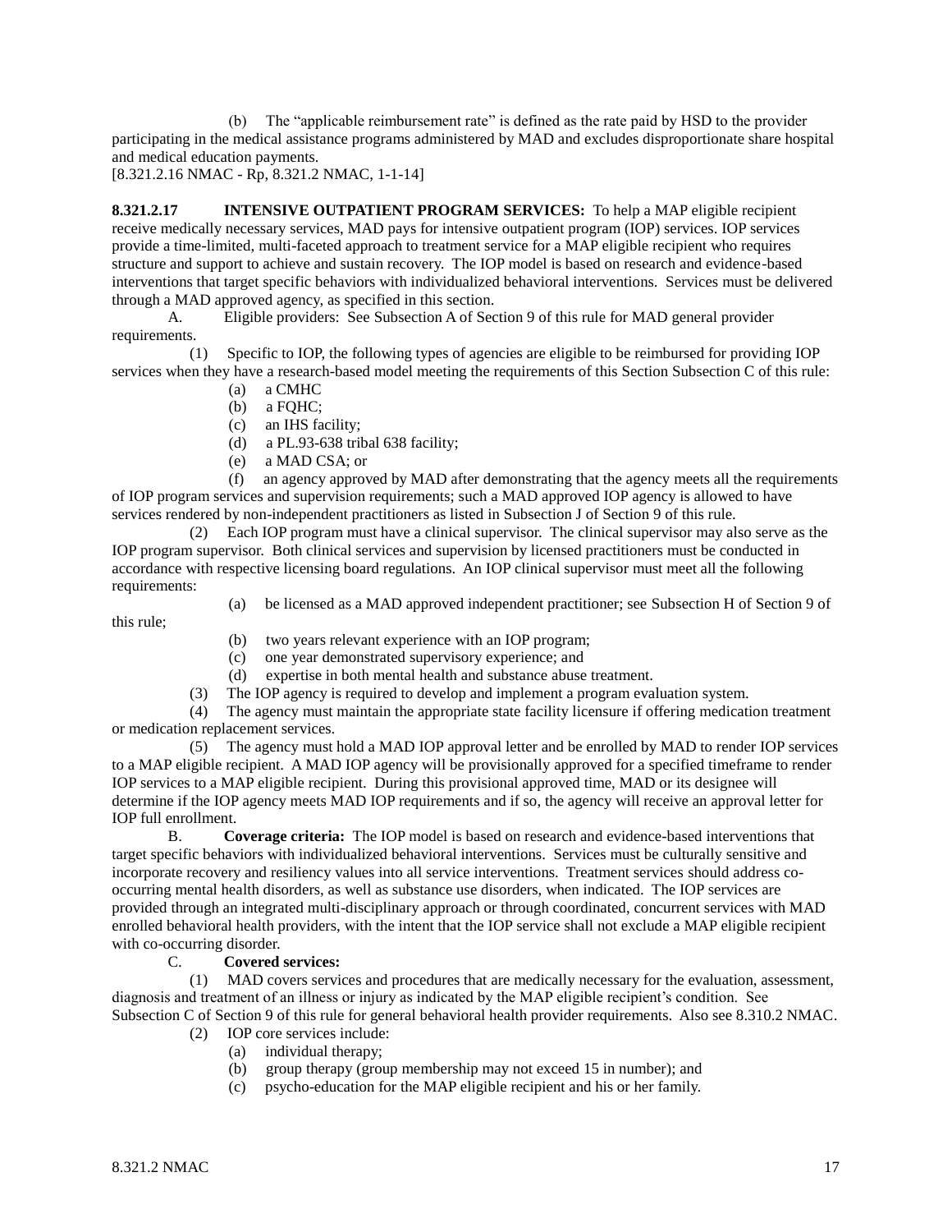(b) The "applicable reimbursement rate" is defined as the rate paid by HSD to the provider participating in the medical assistance programs administered by MAD and excludes disproportionate share hospital and medical education payments.

[8.321.2.16 NMAC - Rp, 8.321.2 NMAC, 1-1-14]

**8.321.2.17 INTENSIVE OUTPATIENT PROGRAM SERVICES:** To help a MAP eligible recipient receive medically necessary services, MAD pays for intensive outpatient program (IOP) services. IOP services provide a time-limited, multi-faceted approach to treatment service for a MAP eligible recipient who requires structure and support to achieve and sustain recovery. The IOP model is based on research and evidence-based interventions that target specific behaviors with individualized behavioral interventions. Services must be delivered through a MAD approved agency, as specified in this section.

A. Eligible providers: See Subsection A of Section 9 of this rule for MAD general provider requirements.

(1) Specific to IOP, the following types of agencies are eligible to be reimbursed for providing IOP services when they have a research-based model meeting the requirements of this Section Subsection C of this rule:

(a) a CMHC

(b) a FQHC;

(c) an IHS facility;

(d) a PL.93-638 tribal 638 facility;

(e) a MAD CSA; or

(f) an agency approved by MAD after demonstrating that the agency meets all the requirements of IOP program services and supervision requirements; such a MAD approved IOP agency is allowed to have services rendered by non-independent practitioners as listed in Subsection J of Section 9 of this rule.

(2) Each IOP program must have a clinical supervisor. The clinical supervisor may also serve as the IOP program supervisor. Both clinical services and supervision by licensed practitioners must be conducted in accordance with respective licensing board regulations. An IOP clinical supervisor must meet all the following requirements:

(a) be licensed as a MAD approved independent practitioner; see Subsection H of Section 9 of this rule;

(b) two years relevant experience with an IOP program;

(c) one year demonstrated supervisory experience; and

(d) expertise in both mental health and substance abuse treatment.

(3) The IOP agency is required to develop and implement a program evaluation system.

(4) The agency must maintain the appropriate state facility licensure if offering medication treatment or medication replacement services.

(5) The agency must hold a MAD IOP approval letter and be enrolled by MAD to render IOP services to a MAP eligible recipient. A MAD IOP agency will be provisionally approved for a specified timeframe to render IOP services to a MAP eligible recipient. During this provisional approved time, MAD or its designee will determine if the IOP agency meets MAD IOP requirements and if so, the agency will receive an approval letter for IOP full enrollment.

B. **Coverage criteria:** The IOP model is based on research and evidence-based interventions that target specific behaviors with individualized behavioral interventions. Services must be culturally sensitive and incorporate recovery and resiliency values into all service interventions. Treatment services should address co-occurring mental health disorders, as well as substance use disorders, when indicated. The IOP services are provided through an integrated multi-disciplinary approach or through coordinated, concurrent services with MAD enrolled behavioral health providers, with the intent that the IOP service shall not exclude a MAP eligible recipient with co-occurring disorder.

C. **Covered services:**

(1) MAD covers services and procedures that are medically necessary for the evaluation, assessment, diagnosis and treatment of an illness or injury as indicated by the MAP eligible recipient's condition. See Subsection C of Section 9 of this rule for general behavioral health provider requirements. Also see 8.310.2 NMAC.

(2) IOP core services include:

(a) individual therapy;

(b) group therapy (group membership may not exceed 15 in number); and

(c) psycho-education for the MAP eligible recipient and his or her family.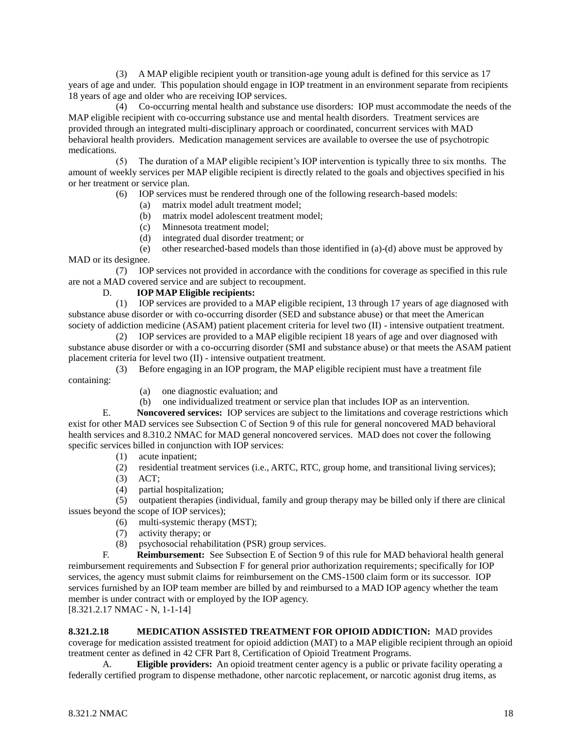(3) A MAP eligible recipient youth or transition-age young adult is defined for this service as 17 years of age and under. This population should engage in IOP treatment in an environment separate from recipients 18 years of age and older who are receiving IOP services.

(4) Co-occurring mental health and substance use disorders: IOP must accommodate the needs of the MAP eligible recipient with co-occurring substance use and mental health disorders. Treatment services are provided through an integrated multi-disciplinary approach or coordinated, concurrent services with MAD behavioral health providers. Medication management services are available to oversee the use of psychotropic medications.

(5) The duration of a MAP eligible recipient's IOP intervention is typically three to six months. The amount of weekly services per MAP eligible recipient is directly related to the goals and objectives specified in his or her treatment or service plan.

(6) IOP services must be rendered through one of the following research-based models:

(a) matrix model adult treatment model;

(b) matrix model adolescent treatment model;

(c) Minnesota treatment model;

(d) integrated dual disorder treatment; or

(e) other researched-based models than those identified in (a)-(d) above must be approved by MAD or its designee.

(7) IOP services not provided in accordance with the conditions for coverage as specified in this rule are not a MAD covered service and are subject to recoupment.

D. **IOP MAP Eligible recipients:**

(1) IOP services are provided to a MAP eligible recipient, 13 through 17 years of age diagnosed with substance abuse disorder or with co-occurring disorder (SED and substance abuse) or that meet the American society of addiction medicine (ASAM) patient placement criteria for level two (II) - intensive outpatient treatment.

(2) IOP services are provided to a MAP eligible recipient 18 years of age and over diagnosed with substance abuse disorder or with a co-occurring disorder (SMI and substance abuse) or that meets the ASAM patient placement criteria for level two (II) - intensive outpatient treatment.

(3) Before engaging in an IOP program, the MAP eligible recipient must have a treatment file containing:

(a) one diagnostic evaluation; and

(b) one individualized treatment or service plan that includes IOP as an intervention.

E. **Noncovered services:** IOP services are subject to the limitations and coverage restrictions which exist for other MAD services see Subsection C of Section 9 of this rule for general noncovered MAD behavioral health services and 8.310.2 NMAC for MAD general noncovered services. MAD does not cover the following specific services billed in conjunction with IOP services:

(1) acute inpatient;

(2) residential treatment services (i.e., ARTC, RTC, group home, and transitional living services);

(3) ACT;

(4) partial hospitalization;

(5) outpatient therapies (individual, family and group therapy may be billed only if there are clinical issues beyond the scope of IOP services);

(6) multi-systemic therapy (MST);

(7) activity therapy; or

(8) psychosocial rehabilitation (PSR) group services.

F. **Reimbursement:** See Subsection E of Section 9 of this rule for MAD behavioral health general reimbursement requirements and Subsection F for general prior authorization requirements; specifically for IOP services, the agency must submit claims for reimbursement on the CMS-1500 claim form or its successor. IOP services furnished by an IOP team member are billed by and reimbursed to a MAD IOP agency whether the team member is under contract with or employed by the IOP agency.

[8.321.2.17 NMAC - N, 1-1-14]

**8.321.2.18 MEDICATION ASSISTED TREATMENT FOR OPIOID ADDICTION:** MAD provides coverage for medication assisted treatment for opioid addiction (MAT) to a MAP eligible recipient through an opioid treatment center as defined in 42 CFR Part 8, Certification of Opioid Treatment Programs.

A. **Eligible providers:** An opioid treatment center agency is a public or private facility operating a federally certified program to dispense methadone, other narcotic replacement, or narcotic agonist drug items, as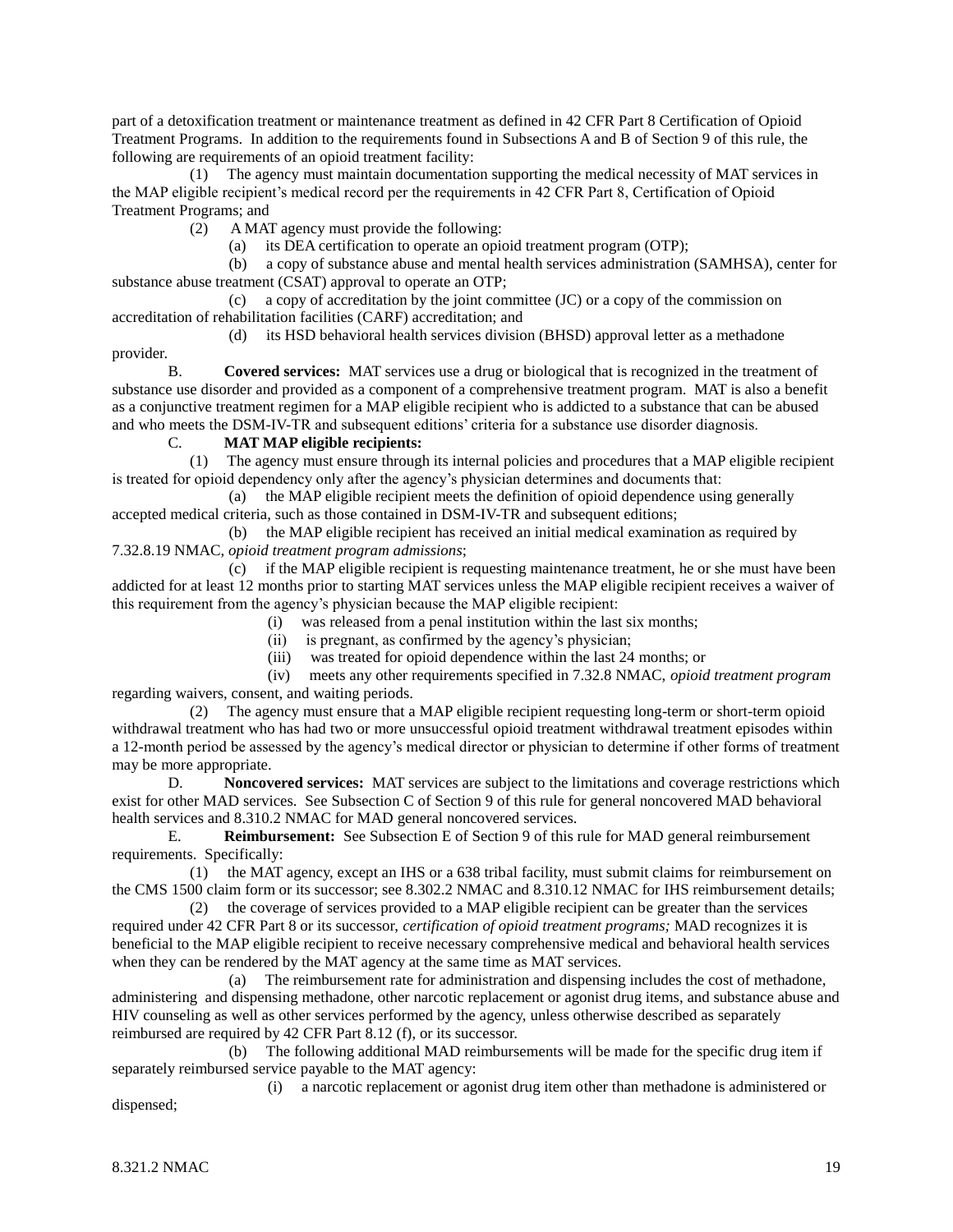part of a detoxification treatment or maintenance treatment as defined in 42 CFR Part 8 Certification of Opioid Treatment Programs. In addition to the requirements found in Subsections A and B of Section 9 of this rule, the following are requirements of an opioid treatment facility:

(1) The agency must maintain documentation supporting the medical necessity of MAT services in the MAP eligible recipient's medical record per the requirements in 42 CFR Part 8, Certification of Opioid Treatment Programs; and

(2) A MAT agency must provide the following:

(a) its DEA certification to operate an opioid treatment program (OTP);

(b) a copy of substance abuse and mental health services administration (SAMHSA), center for substance abuse treatment (CSAT) approval to operate an OTP;

(c) a copy of accreditation by the joint committee (JC) or a copy of the commission on accreditation of rehabilitation facilities (CARF) accreditation; and

(d) its HSD behavioral health services division (BHSD) approval letter as a methadone provider.

B. **Covered services:** MAT services use a drug or biological that is recognized in the treatment of substance use disorder and provided as a component of a comprehensive treatment program. MAT is also a benefit as a conjunctive treatment regimen for a MAP eligible recipient who is addicted to a substance that can be abused and who meets the DSM-IV-TR and subsequent editions' criteria for a substance use disorder diagnosis.

C. **MAT MAP eligible recipients:**

(1) The agency must ensure through its internal policies and procedures that a MAP eligible recipient is treated for opioid dependency only after the agency's physician determines and documents that:

(a) the MAP eligible recipient meets the definition of opioid dependence using generally accepted medical criteria, such as those contained in DSM-IV-TR and subsequent editions;

(b) the MAP eligible recipient has received an initial medical examination as required by 7.32.8.19 NMAC, *opioid treatment program admissions*;

(c) if the MAP eligible recipient is requesting maintenance treatment, he or she must have been addicted for at least 12 months prior to starting MAT services unless the MAP eligible recipient receives a waiver of this requirement from the agency's physician because the MAP eligible recipient:

(i) was released from a penal institution within the last six months;

(ii) is pregnant, as confirmed by the agency's physician;

(iii) was treated for opioid dependence within the last 24 months; or

(iv) meets any other requirements specified in 7.32.8 NMAC, *opioid treatment program* regarding waivers, consent, and waiting periods.

(2) The agency must ensure that a MAP eligible recipient requesting long-term or short-term opioid withdrawal treatment who has had two or more unsuccessful opioid treatment withdrawal treatment episodes within a 12-month period be assessed by the agency's medical director or physician to determine if other forms of treatment may be more appropriate.

D. **Noncovered services:** MAT services are subject to the limitations and coverage restrictions which exist for other MAD services. See Subsection C of Section 9 of this rule for general noncovered MAD behavioral health services and 8.310.2 NMAC for MAD general noncovered services.

E. **Reimbursement:** See Subsection E of Section 9 of this rule for MAD general reimbursement requirements. Specifically:

(1) the MAT agency, except an IHS or a 638 tribal facility, must submit claims for reimbursement on the CMS 1500 claim form or its successor; see 8.302.2 NMAC and 8.310.12 NMAC for IHS reimbursement details;

(2) the coverage of services provided to a MAP eligible recipient can be greater than the services required under 42 CFR Part 8 or its successor, *certification of opioid treatment programs;* MAD recognizes it is beneficial to the MAP eligible recipient to receive necessary comprehensive medical and behavioral health services when they can be rendered by the MAT agency at the same time as MAT services.

(a) The reimbursement rate for administration and dispensing includes the cost of methadone, administering and dispensing methadone, other narcotic replacement or agonist drug items, and substance abuse and HIV counseling as well as other services performed by the agency, unless otherwise described as separately reimbursed are required by 42 CFR Part 8.12 (f), or its successor.

(b) The following additional MAD reimbursements will be made for the specific drug item if separately reimbursed service payable to the MAT agency:

(i) a narcotic replacement or agonist drug item other than methadone is administered or dispensed;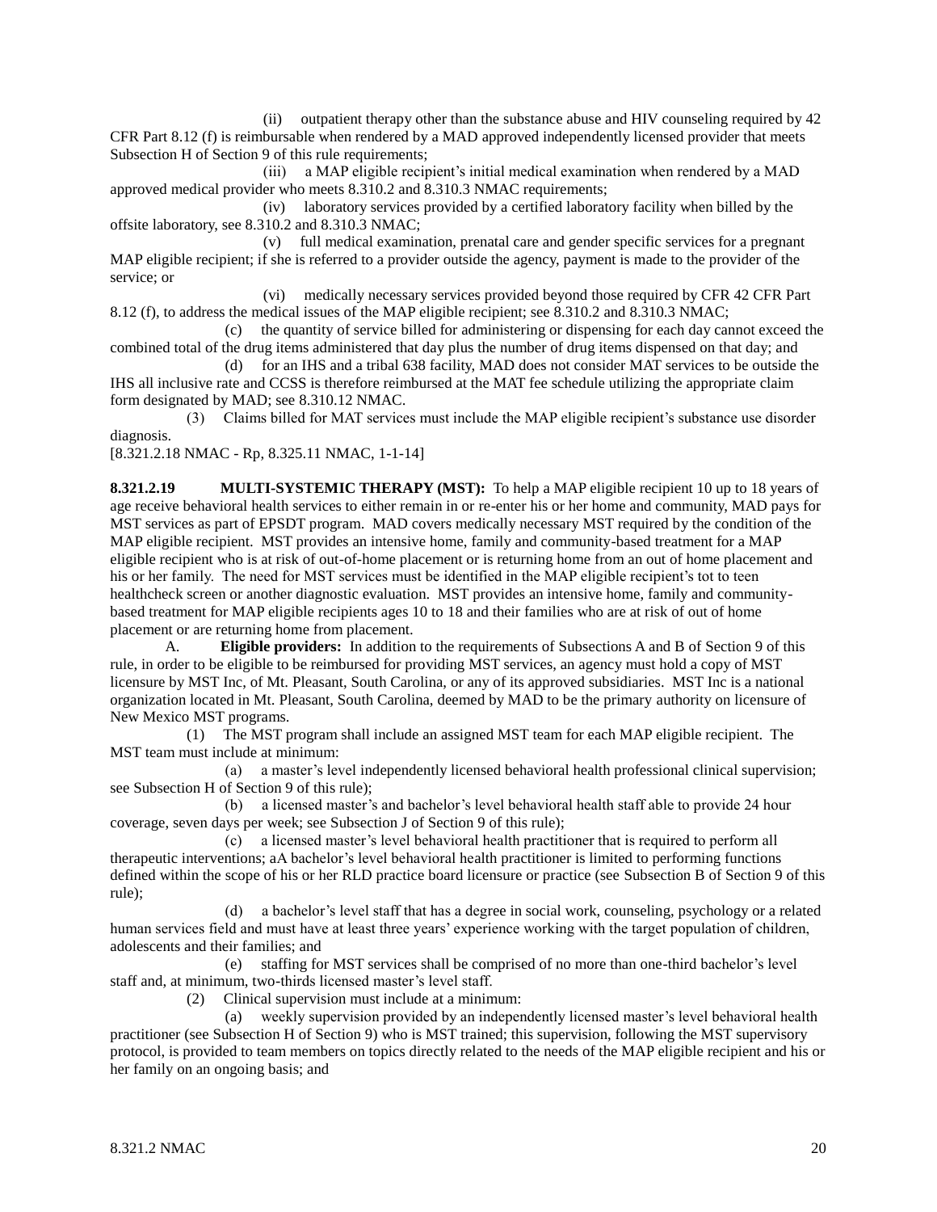(ii) outpatient therapy other than the substance abuse and HIV counseling required by 42 CFR Part 8.12 (f) is reimbursable when rendered by a MAD approved independently licensed provider that meets Subsection H of Section 9 of this rule requirements;

(iii) a MAP eligible recipient's initial medical examination when rendered by a MAD approved medical provider who meets 8.310.2 and 8.310.3 NMAC requirements;

(iv) laboratory services provided by a certified laboratory facility when billed by the offsite laboratory, see 8.310.2 and 8.310.3 NMAC;

(v) full medical examination, prenatal care and gender specific services for a pregnant MAP eligible recipient; if she is referred to a provider outside the agency, payment is made to the provider of the service; or

(vi) medically necessary services provided beyond those required by CFR 42 CFR Part 8.12 (f), to address the medical issues of the MAP eligible recipient; see 8.310.2 and 8.310.3 NMAC;

(c) the quantity of service billed for administering or dispensing for each day cannot exceed the combined total of the drug items administered that day plus the number of drug items dispensed on that day; and

(d) for an IHS and a tribal 638 facility, MAD does not consider MAT services to be outside the IHS all inclusive rate and CCSS is therefore reimbursed at the MAT fee schedule utilizing the appropriate claim form designated by MAD; see 8.310.12 NMAC.

(3) Claims billed for MAT services must include the MAP eligible recipient's substance use disorder diagnosis.

[8.321.2.18 NMAC - Rp, 8.325.11 NMAC, 1-1-14]

**8.321.2.19 MULTI-SYSTEMIC THERAPY (MST):** To help a MAP eligible recipient 10 up to 18 years of age receive behavioral health services to either remain in or re-enter his or her home and community, MAD pays for MST services as part of EPSDT program. MAD covers medically necessary MST required by the condition of the MAP eligible recipient. MST provides an intensive home, family and community-based treatment for a MAP eligible recipient who is at risk of out-of-home placement or is returning home from an out of home placement and his or her family. The need for MST services must be identified in the MAP eligible recipient's tot to teen healthcheck screen or another diagnostic evaluation. MST provides an intensive home, family and community-based treatment for MAP eligible recipients ages 10 to 18 and their families who are at risk of out of home placement or are returning home from placement.

A. **Eligible providers:** In addition to the requirements of Subsections A and B of Section 9 of this rule, in order to be eligible to be reimbursed for providing MST services, an agency must hold a copy of MST licensure by MST Inc, of Mt. Pleasant, South Carolina, or any of its approved subsidiaries. MST Inc is a national organization located in Mt. Pleasant, South Carolina, deemed by MAD to be the primary authority on licensure of New Mexico MST programs.

(1) The MST program shall include an assigned MST team for each MAP eligible recipient. The MST team must include at minimum:

(a) a master's level independently licensed behavioral health professional clinical supervision; see Subsection H of Section 9 of this rule);

(b) a licensed master's and bachelor's level behavioral health staff able to provide 24 hour coverage, seven days per week; see Subsection J of Section 9 of this rule);

(c) a licensed master's level behavioral health practitioner that is required to perform all therapeutic interventions; aA bachelor's level behavioral health practitioner is limited to performing functions defined within the scope of his or her RLD practice board licensure or practice (see Subsection B of Section 9 of this rule);

(d) a bachelor's level staff that has a degree in social work, counseling, psychology or a related human services field and must have at least three years' experience working with the target population of children, adolescents and their families; and

(e) staffing for MST services shall be comprised of no more than one-third bachelor's level staff and, at minimum, two-thirds licensed master's level staff.

(2) Clinical supervision must include at a minimum:

(a) weekly supervision provided by an independently licensed master's level behavioral health practitioner (see Subsection H of Section 9) who is MST trained; this supervision, following the MST supervisory protocol, is provided to team members on topics directly related to the needs of the MAP eligible recipient and his or her family on an ongoing basis; and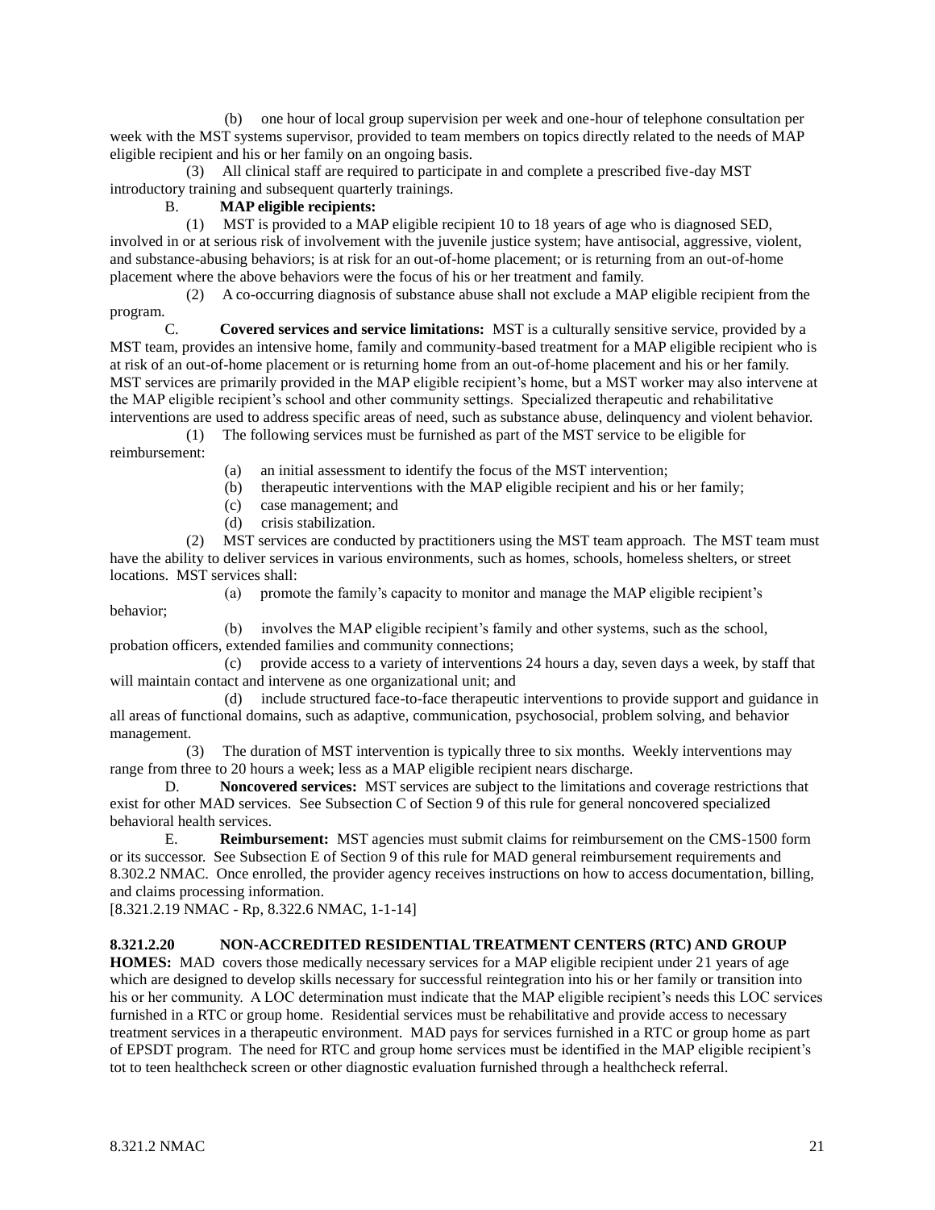(b) one hour of local group supervision per week and one-hour of telephone consultation per week with the MST systems supervisor, provided to team members on topics directly related to the needs of MAP eligible recipient and his or her family on an ongoing basis.

(3) All clinical staff are required to participate in and complete a prescribed five-day MST introductory training and subsequent quarterly trainings.

B. **MAP eligible recipients:**

(1) MST is provided to a MAP eligible recipient 10 to 18 years of age who is diagnosed SED, involved in or at serious risk of involvement with the juvenile justice system; have antisocial, aggressive, violent, and substance-abusing behaviors; is at risk for an out-of-home placement; or is returning from an out-of-home placement where the above behaviors were the focus of his or her treatment and family.

(2) A co-occurring diagnosis of substance abuse shall not exclude a MAP eligible recipient from the program.

C. **Covered services and service limitations:** MST is a culturally sensitive service, provided by a MST team, provides an intensive home, family and community-based treatment for a MAP eligible recipient who is at risk of an out-of-home placement or is returning home from an out-of-home placement and his or her family. MST services are primarily provided in the MAP eligible recipient's home, but a MST worker may also intervene at the MAP eligible recipient's school and other community settings. Specialized therapeutic and rehabilitative interventions are used to address specific areas of need, such as substance abuse, delinquency and violent behavior.

(1) The following services must be furnished as part of the MST service to be eligible for reimbursement:

(a) an initial assessment to identify the focus of the MST intervention;

(b) therapeutic interventions with the MAP eligible recipient and his or her family;

(c) case management; and

(d) crisis stabilization.

(2) MST services are conducted by practitioners using the MST team approach. The MST team must have the ability to deliver services in various environments, such as homes, schools, homeless shelters, or street locations. MST services shall:

(a) promote the family's capacity to monitor and manage the MAP eligible recipient's behavior;

(b) involves the MAP eligible recipient's family and other systems, such as the school, probation officers, extended families and community connections;

(c) provide access to a variety of interventions 24 hours a day, seven days a week, by staff that will maintain contact and intervene as one organizational unit; and

(d) include structured face-to-face therapeutic interventions to provide support and guidance in all areas of functional domains, such as adaptive, communication, psychosocial, problem solving, and behavior management.

(3) The duration of MST intervention is typically three to six months. Weekly interventions may range from three to 20 hours a week; less as a MAP eligible recipient nears discharge.

D. **Noncovered services:** MST services are subject to the limitations and coverage restrictions that exist for other MAD services. See Subsection C of Section 9 of this rule for general noncovered specialized behavioral health services.

E. **Reimbursement:** MST agencies must submit claims for reimbursement on the CMS-1500 form or its successor. See Subsection E of Section 9 of this rule for MAD general reimbursement requirements and 8.302.2 NMAC. Once enrolled, the provider agency receives instructions on how to access documentation, billing, and claims processing information.

[8.321.2.19 NMAC - Rp, 8.322.6 NMAC, 1-1-14]

**8.321.2.20 NON-ACCREDITED RESIDENTIAL TREATMENT CENTERS (RTC) AND GROUP HOMES:** MAD covers those medically necessary services for a MAP eligible recipient under 21 years of age which are designed to develop skills necessary for successful reintegration into his or her family or transition into his or her community. A LOC determination must indicate that the MAP eligible recipient's needs this LOC services furnished in a RTC or group home. Residential services must be rehabilitative and provide access to necessary treatment services in a therapeutic environment. MAD pays for services furnished in a RTC or group home as part of EPSDT program. The need for RTC and group home services must be identified in the MAP eligible recipient's tot to teen healthcheck screen or other diagnostic evaluation furnished through a healthcheck referral.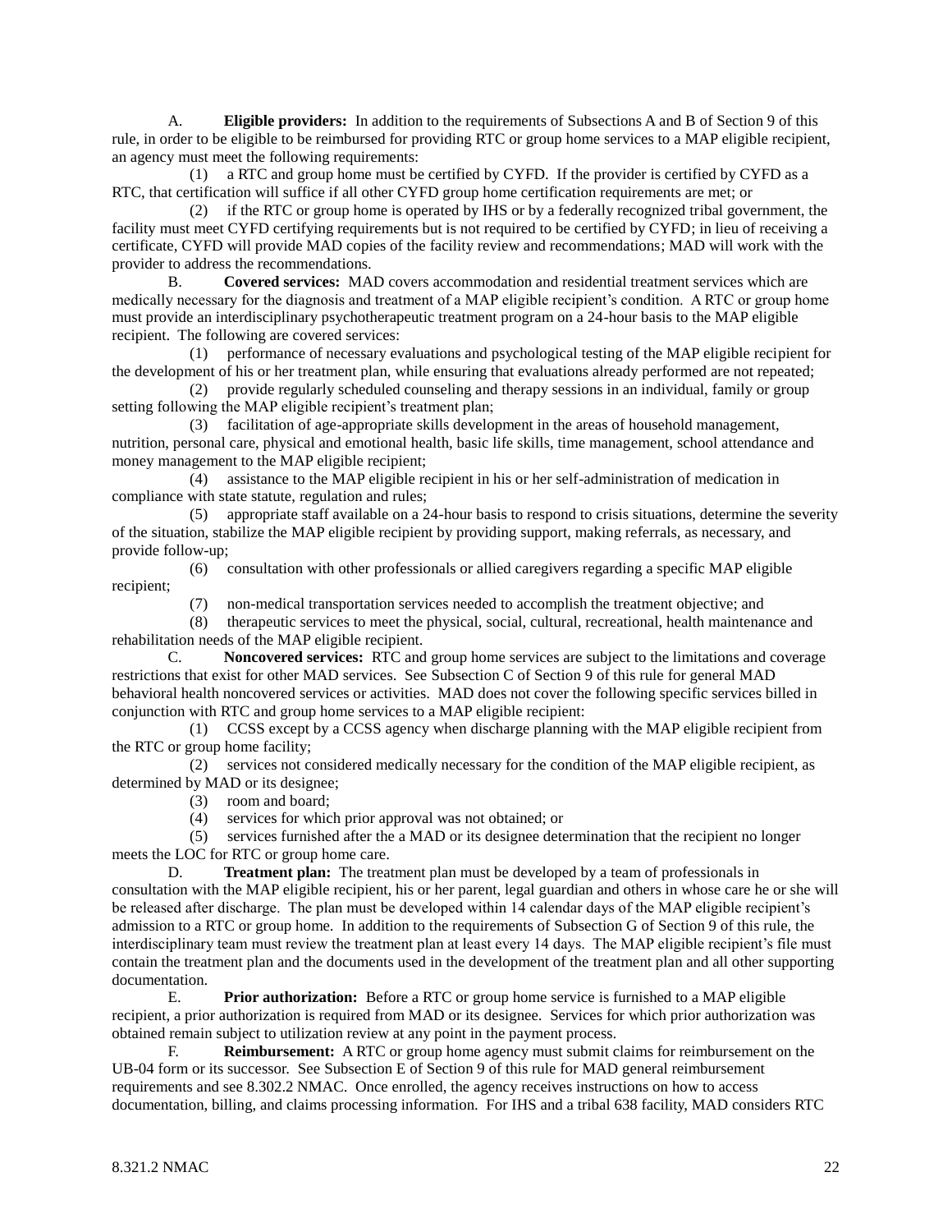A. **Eligible providers:** In addition to the requirements of Subsections A and B of Section 9 of this rule, in order to be eligible to be reimbursed for providing RTC or group home services to a MAP eligible recipient, an agency must meet the following requirements:

(1) a RTC and group home must be certified by CYFD. If the provider is certified by CYFD as a RTC, that certification will suffice if all other CYFD group home certification requirements are met; or

(2) if the RTC or group home is operated by IHS or by a federally recognized tribal government, the facility must meet CYFD certifying requirements but is not required to be certified by CYFD; in lieu of receiving a certificate, CYFD will provide MAD copies of the facility review and recommendations; MAD will work with the provider to address the recommendations.

B. **Covered services:** MAD covers accommodation and residential treatment services which are medically necessary for the diagnosis and treatment of a MAP eligible recipient's condition. A RTC or group home must provide an interdisciplinary psychotherapeutic treatment program on a 24-hour basis to the MAP eligible recipient. The following are covered services:

(1) performance of necessary evaluations and psychological testing of the MAP eligible recipient for the development of his or her treatment plan, while ensuring that evaluations already performed are not repeated;

(2) provide regularly scheduled counseling and therapy sessions in an individual, family or group setting following the MAP eligible recipient's treatment plan;

(3) facilitation of age-appropriate skills development in the areas of household management, nutrition, personal care, physical and emotional health, basic life skills, time management, school attendance and money management to the MAP eligible recipient;

(4) assistance to the MAP eligible recipient in his or her self-administration of medication in compliance with state statute, regulation and rules;

(5) appropriate staff available on a 24-hour basis to respond to crisis situations, determine the severity of the situation, stabilize the MAP eligible recipient by providing support, making referrals, as necessary, and provide follow-up;

(6) consultation with other professionals or allied caregivers regarding a specific MAP eligible recipient;

(7) non-medical transportation services needed to accomplish the treatment objective; and

(8) therapeutic services to meet the physical, social, cultural, recreational, health maintenance and rehabilitation needs of the MAP eligible recipient.

C. **Noncovered services:** RTC and group home services are subject to the limitations and coverage restrictions that exist for other MAD services. See Subsection C of Section 9 of this rule for general MAD behavioral health noncovered services or activities. MAD does not cover the following specific services billed in conjunction with RTC and group home services to a MAP eligible recipient:

(1) CCSS except by a CCSS agency when discharge planning with the MAP eligible recipient from the RTC or group home facility;

(2) services not considered medically necessary for the condition of the MAP eligible recipient, as determined by MAD or its designee;

(3) room and board;

(4) services for which prior approval was not obtained; or

(5) services furnished after the a MAD or its designee determination that the recipient no longer meets the LOC for RTC or group home care.

D. **Treatment plan:** The treatment plan must be developed by a team of professionals in consultation with the MAP eligible recipient, his or her parent, legal guardian and others in whose care he or she will be released after discharge. The plan must be developed within 14 calendar days of the MAP eligible recipient's admission to a RTC or group home. In addition to the requirements of Subsection G of Section 9 of this rule, the interdisciplinary team must review the treatment plan at least every 14 days. The MAP eligible recipient's file must contain the treatment plan and the documents used in the development of the treatment plan and all other supporting documentation.

E. **Prior authorization:** Before a RTC or group home service is furnished to a MAP eligible recipient, a prior authorization is required from MAD or its designee. Services for which prior authorization was obtained remain subject to utilization review at any point in the payment process.

F. **Reimbursement:** A RTC or group home agency must submit claims for reimbursement on the UB-04 form or its successor. See Subsection E of Section 9 of this rule for MAD general reimbursement requirements and see 8.302.2 NMAC. Once enrolled, the agency receives instructions on how to access documentation, billing, and claims processing information. For IHS and a tribal 638 facility, MAD considers RTC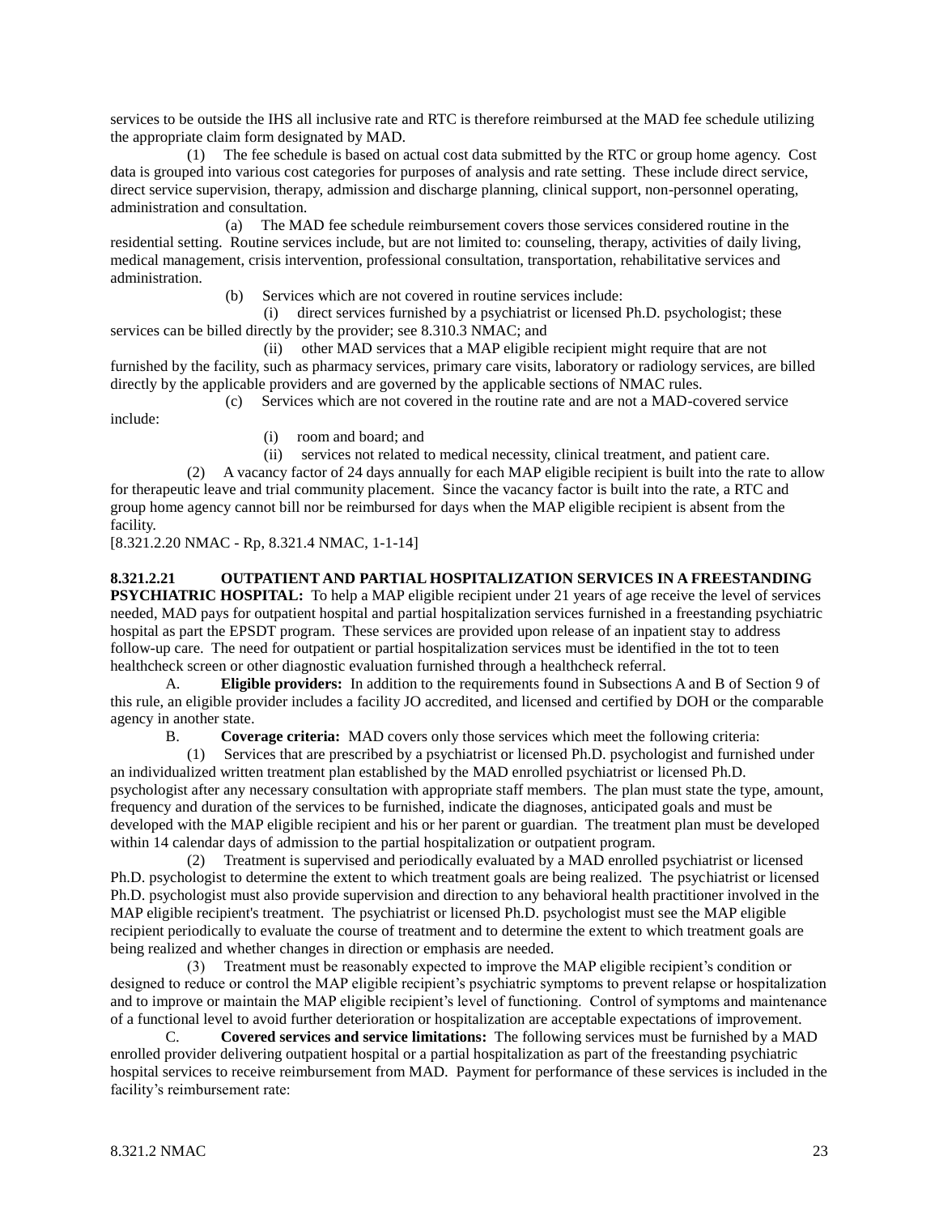services to be outside the IHS all inclusive rate and RTC is therefore reimbursed at the MAD fee schedule utilizing the appropriate claim form designated by MAD.

(1) The fee schedule is based on actual cost data submitted by the RTC or group home agency. Cost data is grouped into various cost categories for purposes of analysis and rate setting. These include direct service, direct service supervision, therapy, admission and discharge planning, clinical support, non-personnel operating, administration and consultation.

(a) The MAD fee schedule reimbursement covers those services considered routine in the residential setting. Routine services include, but are not limited to: counseling, therapy, activities of daily living, medical management, crisis intervention, professional consultation, transportation, rehabilitative services and administration.

(b) Services which are not covered in routine services include:

(i) direct services furnished by a psychiatrist or licensed Ph.D. psychologist; these services can be billed directly by the provider; see 8.310.3 NMAC; and

(ii) other MAD services that a MAP eligible recipient might require that are not furnished by the facility, such as pharmacy services, primary care visits, laboratory or radiology services, are billed directly by the applicable providers and are governed by the applicable sections of NMAC rules.

(c) Services which are not covered in the routine rate and are not a MAD-covered service include:

(i) room and board; and

(ii) services not related to medical necessity, clinical treatment, and patient care.

(2) A vacancy factor of 24 days annually for each MAP eligible recipient is built into the rate to allow for therapeutic leave and trial community placement. Since the vacancy factor is built into the rate, a RTC and group home agency cannot bill nor be reimbursed for days when the MAP eligible recipient is absent from the facility.

[8.321.2.20 NMAC - Rp, 8.321.4 NMAC, 1-1-14]

**8.321.2.21 OUTPATIENT AND PARTIAL HOSPITALIZATION SERVICES IN A FREESTANDING PSYCHIATRIC HOSPITAL:** To help a MAP eligible recipient under 21 years of age receive the level of services needed, MAD pays for outpatient hospital and partial hospitalization services furnished in a freestanding psychiatric hospital as part the EPSDT program. These services are provided upon release of an inpatient stay to address follow-up care. The need for outpatient or partial hospitalization services must be identified in the tot to teen healthcheck screen or other diagnostic evaluation furnished through a healthcheck referral.

A. **Eligible providers:** In addition to the requirements found in Subsections A and B of Section 9 of this rule, an eligible provider includes a facility JO accredited, and licensed and certified by DOH or the comparable agency in another state.

B. **Coverage criteria:** MAD covers only those services which meet the following criteria:

(1) Services that are prescribed by a psychiatrist or licensed Ph.D. psychologist and furnished under an individualized written treatment plan established by the MAD enrolled psychiatrist or licensed Ph.D. psychologist after any necessary consultation with appropriate staff members. The plan must state the type, amount, frequency and duration of the services to be furnished, indicate the diagnoses, anticipated goals and must be developed with the MAP eligible recipient and his or her parent or guardian. The treatment plan must be developed within 14 calendar days of admission to the partial hospitalization or outpatient program.

(2) Treatment is supervised and periodically evaluated by a MAD enrolled psychiatrist or licensed Ph.D. psychologist to determine the extent to which treatment goals are being realized. The psychiatrist or licensed Ph.D. psychologist must also provide supervision and direction to any behavioral health practitioner involved in the MAP eligible recipient's treatment. The psychiatrist or licensed Ph.D. psychologist must see the MAP eligible recipient periodically to evaluate the course of treatment and to determine the extent to which treatment goals are being realized and whether changes in direction or emphasis are needed.

(3) Treatment must be reasonably expected to improve the MAP eligible recipient's condition or designed to reduce or control the MAP eligible recipient's psychiatric symptoms to prevent relapse or hospitalization and to improve or maintain the MAP eligible recipient's level of functioning. Control of symptoms and maintenance of a functional level to avoid further deterioration or hospitalization are acceptable expectations of improvement.

C. **Covered services and service limitations:** The following services must be furnished by a MAD enrolled provider delivering outpatient hospital or a partial hospitalization as part of the freestanding psychiatric hospital services to receive reimbursement from MAD. Payment for performance of these services is included in the facility's reimbursement rate: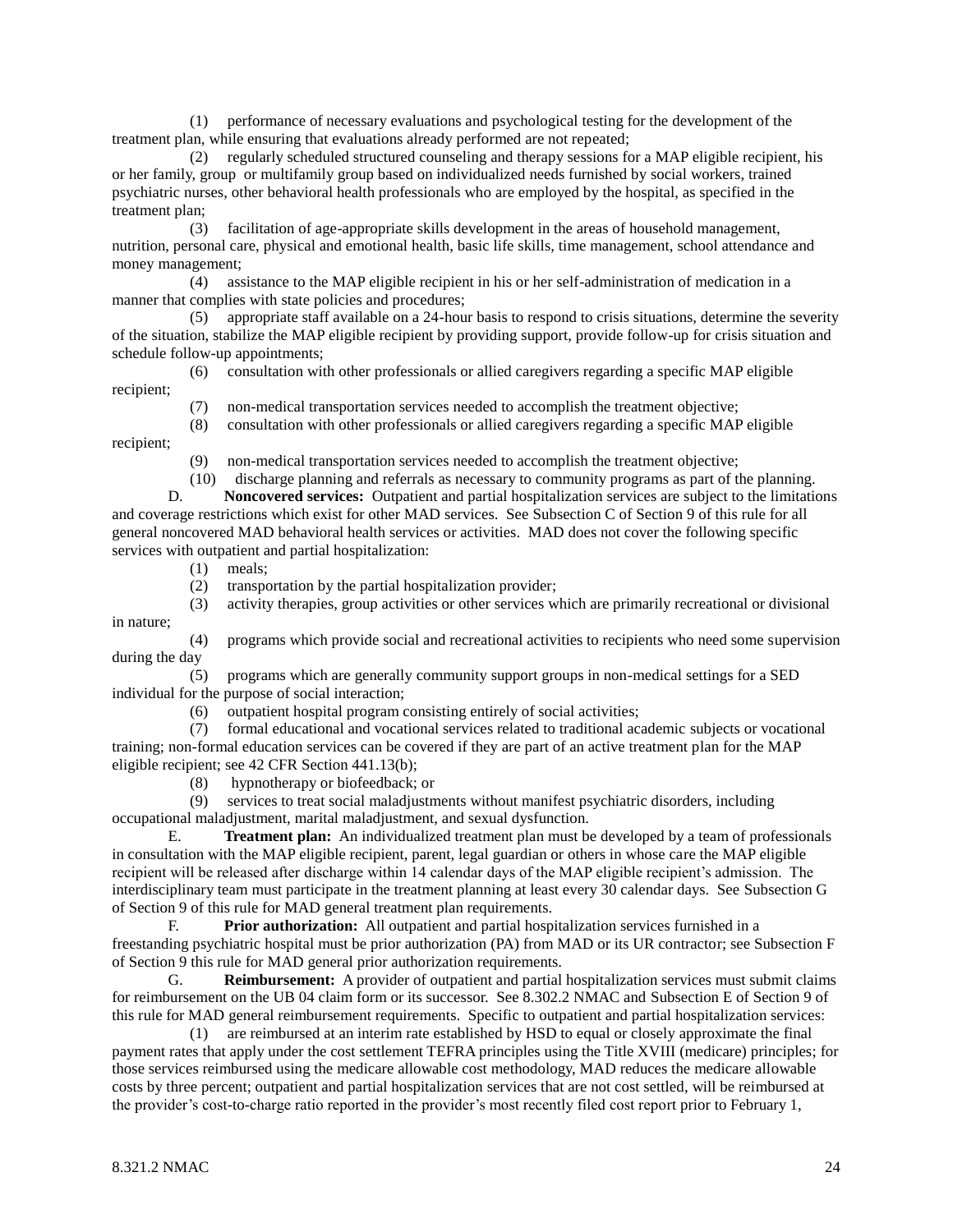(1) performance of necessary evaluations and psychological testing for the development of the treatment plan, while ensuring that evaluations already performed are not repeated;

(2) regularly scheduled structured counseling and therapy sessions for a MAP eligible recipient, his or her family, group or multifamily group based on individualized needs furnished by social workers, trained psychiatric nurses, other behavioral health professionals who are employed by the hospital, as specified in the treatment plan;

(3) facilitation of age-appropriate skills development in the areas of household management, nutrition, personal care, physical and emotional health, basic life skills, time management, school attendance and money management;

(4) assistance to the MAP eligible recipient in his or her self-administration of medication in a manner that complies with state policies and procedures;

(5) appropriate staff available on a 24-hour basis to respond to crisis situations, determine the severity of the situation, stabilize the MAP eligible recipient by providing support, provide follow-up for crisis situation and schedule follow-up appointments;

(6) consultation with other professionals or allied caregivers regarding a specific MAP eligible recipient;

(7) non-medical transportation services needed to accomplish the treatment objective;

(8) consultation with other professionals or allied caregivers regarding a specific MAP eligible recipient;

(9) non-medical transportation services needed to accomplish the treatment objective;

(10) discharge planning and referrals as necessary to community programs as part of the planning.

D. **Noncovered services:** Outpatient and partial hospitalization services are subject to the limitations and coverage restrictions which exist for other MAD services. See Subsection C of Section 9 of this rule for all general noncovered MAD behavioral health services or activities. MAD does not cover the following specific services with outpatient and partial hospitalization:

(1) meals;

(2) transportation by the partial hospitalization provider;

(3) activity therapies, group activities or other services which are primarily recreational or divisional in nature;

(4) programs which provide social and recreational activities to recipients who need some supervision during the day

(5) programs which are generally community support groups in non-medical settings for a SED individual for the purpose of social interaction;

(6) outpatient hospital program consisting entirely of social activities;

(7) formal educational and vocational services related to traditional academic subjects or vocational training; non-formal education services can be covered if they are part of an active treatment plan for the MAP eligible recipient; see 42 CFR Section 441.13(b);

(8) hypnotherapy or biofeedback; or

(9) services to treat social maladjustments without manifest psychiatric disorders, including occupational maladjustment, marital maladjustment, and sexual dysfunction.

E. **Treatment plan:** An individualized treatment plan must be developed by a team of professionals in consultation with the MAP eligible recipient, parent, legal guardian or others in whose care the MAP eligible recipient will be released after discharge within 14 calendar days of the MAP eligible recipient's admission. The interdisciplinary team must participate in the treatment planning at least every 30 calendar days. See Subsection G of Section 9 of this rule for MAD general treatment plan requirements.

F. **Prior authorization:** All outpatient and partial hospitalization services furnished in a freestanding psychiatric hospital must be prior authorization (PA) from MAD or its UR contractor; see Subsection F of Section 9 this rule for MAD general prior authorization requirements.

G. **Reimbursement:** A provider of outpatient and partial hospitalization services must submit claims for reimbursement on the UB 04 claim form or its successor. See 8.302.2 NMAC and Subsection E of Section 9 of this rule for MAD general reimbursement requirements. Specific to outpatient and partial hospitalization services:

(1) are reimbursed at an interim rate established by HSD to equal or closely approximate the final payment rates that apply under the cost settlement TEFRA principles using the Title XVIII (medicare) principles; for those services reimbursed using the medicare allowable cost methodology, MAD reduces the medicare allowable costs by three percent; outpatient and partial hospitalization services that are not cost settled, will be reimbursed at the provider's cost-to-charge ratio reported in the provider's most recently filed cost report prior to February 1,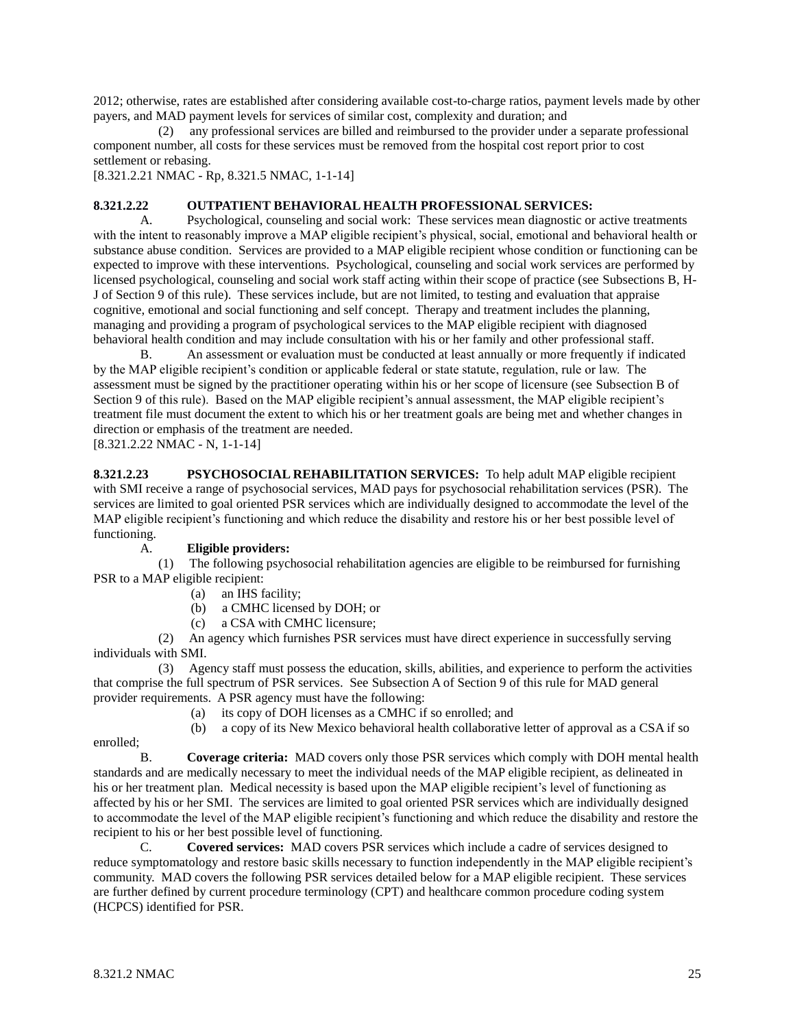2012; otherwise, rates are established after considering available cost-to-charge ratios, payment levels made by other payers, and MAD payment levels for services of similar cost, complexity and duration; and

(2) any professional services are billed and reimbursed to the provider under a separate professional component number, all costs for these services must be removed from the hospital cost report prior to cost settlement or rebasing.

[8.321.2.21 NMAC - Rp, 8.321.5 NMAC, 1-1-14]

**8.321.2.22 OUTPATIENT BEHAVIORAL HEALTH PROFESSIONAL SERVICES:**

A. Psychological, counseling and social work: These services mean diagnostic or active treatments with the intent to reasonably improve a MAP eligible recipient's physical, social, emotional and behavioral health or substance abuse condition. Services are provided to a MAP eligible recipient whose condition or functioning can be expected to improve with these interventions. Psychological, counseling and social work services are performed by licensed psychological, counseling and social work staff acting within their scope of practice (see Subsections B, H-J of Section 9 of this rule). These services include, but are not limited, to testing and evaluation that appraise cognitive, emotional and social functioning and self concept. Therapy and treatment includes the planning, managing and providing a program of psychological services to the MAP eligible recipient with diagnosed behavioral health condition and may include consultation with his or her family and other professional staff.

B. An assessment or evaluation must be conducted at least annually or more frequently if indicated by the MAP eligible recipient's condition or applicable federal or state statute, regulation, rule or law. The assessment must be signed by the practitioner operating within his or her scope of licensure (see Subsection B of Section 9 of this rule). Based on the MAP eligible recipient's annual assessment, the MAP eligible recipient's treatment file must document the extent to which his or her treatment goals are being met and whether changes in direction or emphasis of the treatment are needed.

[8.321.2.22 NMAC - N, 1-1-14]

**8.321.2.23 PSYCHOSOCIAL REHABILITATION SERVICES:** To help adult MAP eligible recipient with SMI receive a range of psychosocial services, MAD pays for psychosocial rehabilitation services (PSR). The services are limited to goal oriented PSR services which are individually designed to accommodate the level of the MAP eligible recipient's functioning and which reduce the disability and restore his or her best possible level of functioning.

A. **Eligible providers:**

(1) The following psychosocial rehabilitation agencies are eligible to be reimbursed for furnishing PSR to a MAP eligible recipient:

(a) an IHS facility;

(b) a CMHC licensed by DOH; or

(c) a CSA with CMHC licensure;

(2) An agency which furnishes PSR services must have direct experience in successfully serving individuals with SMI.

(3) Agency staff must possess the education, skills, abilities, and experience to perform the activities that comprise the full spectrum of PSR services. See Subsection A of Section 9 of this rule for MAD general provider requirements. A PSR agency must have the following:

(a) its copy of DOH licenses as a CMHC if so enrolled; and

(b) a copy of its New Mexico behavioral health collaborative letter of approval as a CSA if so enrolled;

B. **Coverage criteria:** MAD covers only those PSR services which comply with DOH mental health standards and are medically necessary to meet the individual needs of the MAP eligible recipient, as delineated in his or her treatment plan. Medical necessity is based upon the MAP eligible recipient's level of functioning as affected by his or her SMI. The services are limited to goal oriented PSR services which are individually designed to accommodate the level of the MAP eligible recipient's functioning and which reduce the disability and restore the recipient to his or her best possible level of functioning.

C. **Covered services:** MAD covers PSR services which include a cadre of services designed to reduce symptomatology and restore basic skills necessary to function independently in the MAP eligible recipient's community. MAD covers the following PSR services detailed below for a MAP eligible recipient. These services are further defined by current procedure terminology (CPT) and healthcare common procedure coding system (HCPCS) identified for PSR.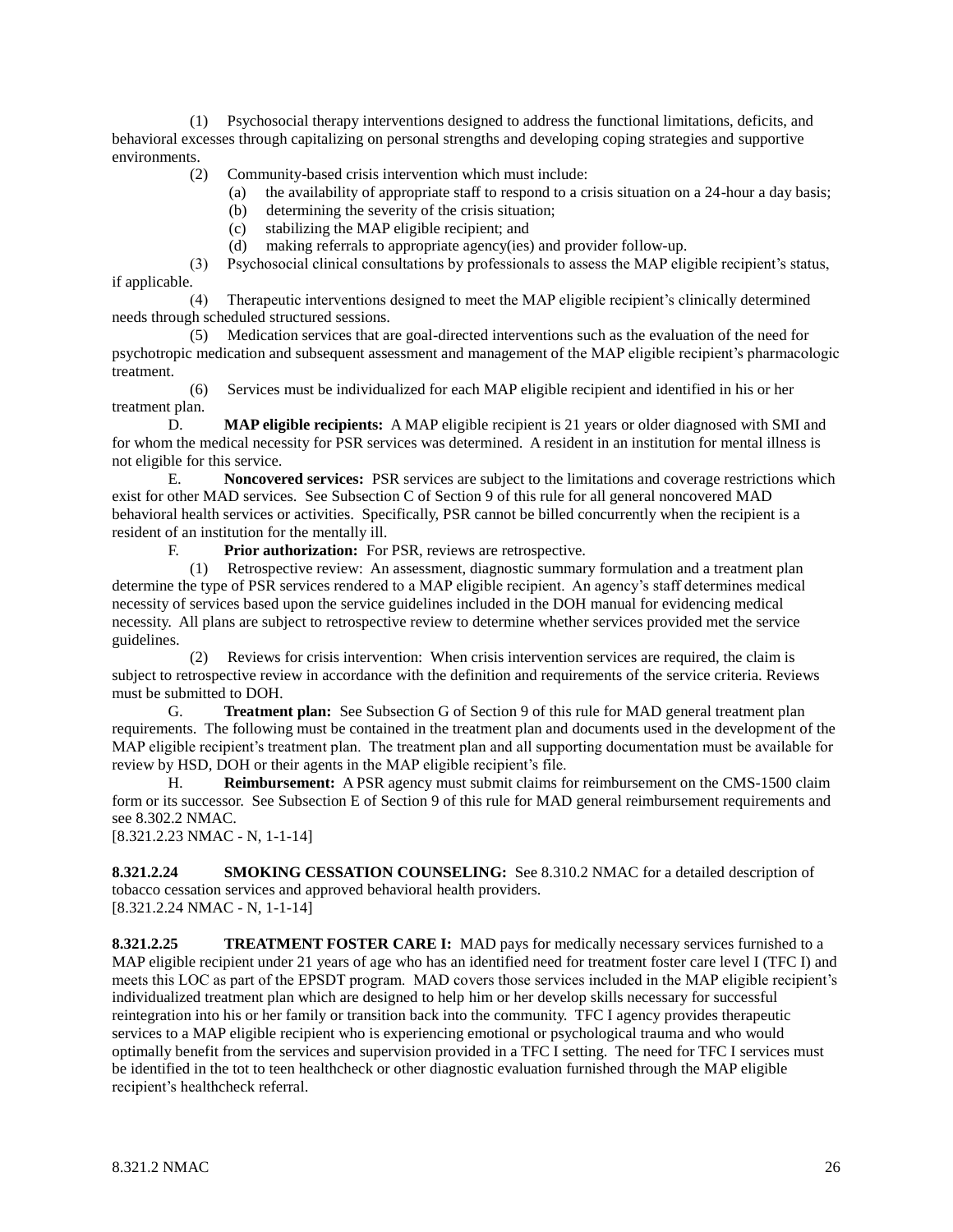(1) Psychosocial therapy interventions designed to address the functional limitations, deficits, and behavioral excesses through capitalizing on personal strengths and developing coping strategies and supportive environments.

(2) Community-based crisis intervention which must include:

(a) the availability of appropriate staff to respond to a crisis situation on a 24-hour a day basis;

(b) determining the severity of the crisis situation;

(c) stabilizing the MAP eligible recipient; and

(d) making referrals to appropriate agency(ies) and provider follow-up.

(3) Psychosocial clinical consultations by professionals to assess the MAP eligible recipient's status, if applicable.

(4) Therapeutic interventions designed to meet the MAP eligible recipient's clinically determined needs through scheduled structured sessions.

(5) Medication services that are goal-directed interventions such as the evaluation of the need for psychotropic medication and subsequent assessment and management of the MAP eligible recipient's pharmacologic treatment.

(6) Services must be individualized for each MAP eligible recipient and identified in his or her treatment plan.

D. **MAP eligible recipients:** A MAP eligible recipient is 21 years or older diagnosed with SMI and for whom the medical necessity for PSR services was determined. A resident in an institution for mental illness is not eligible for this service.

E. **Noncovered services:** PSR services are subject to the limitations and coverage restrictions which exist for other MAD services. See Subsection C of Section 9 of this rule for all general noncovered MAD behavioral health services or activities. Specifically, PSR cannot be billed concurrently when the recipient is a resident of an institution for the mentally ill.

F. **Prior authorization:** For PSR, reviews are retrospective.

(1) Retrospective review: An assessment, diagnostic summary formulation and a treatment plan determine the type of PSR services rendered to a MAP eligible recipient. An agency's staff determines medical necessity of services based upon the service guidelines included in the DOH manual for evidencing medical necessity. All plans are subject to retrospective review to determine whether services provided met the service guidelines.

(2) Reviews for crisis intervention: When crisis intervention services are required, the claim is subject to retrospective review in accordance with the definition and requirements of the service criteria. Reviews must be submitted to DOH.

G. **Treatment plan:** See Subsection G of Section 9 of this rule for MAD general treatment plan requirements. The following must be contained in the treatment plan and documents used in the development of the MAP eligible recipient's treatment plan. The treatment plan and all supporting documentation must be available for review by HSD, DOH or their agents in the MAP eligible recipient's file.

H. **Reimbursement:** A PSR agency must submit claims for reimbursement on the CMS-1500 claim form or its successor. See Subsection E of Section 9 of this rule for MAD general reimbursement requirements and see 8.302.2 NMAC.

[8.321.2.23 NMAC - N, 1-1-14]

**8.321.2.24 SMOKING CESSATION COUNSELING:** See 8.310.2 NMAC for a detailed description of tobacco cessation services and approved behavioral health providers.

[8.321.2.24 NMAC - N, 1-1-14]

**8.321.2.25 TREATMENT FOSTER CARE I:** MAD pays for medically necessary services furnished to a MAP eligible recipient under 21 years of age who has an identified need for treatment foster care level I (TFC I) and meets this LOC as part of the EPSDT program. MAD covers those services included in the MAP eligible recipient's individualized treatment plan which are designed to help him or her develop skills necessary for successful reintegration into his or her family or transition back into the community. TFC I agency provides therapeutic services to a MAP eligible recipient who is experiencing emotional or psychological trauma and who would optimally benefit from the services and supervision provided in a TFC I setting. The need for TFC I services must be identified in the tot to teen healthcheck or other diagnostic evaluation furnished through the MAP eligible recipient's healthcheck referral.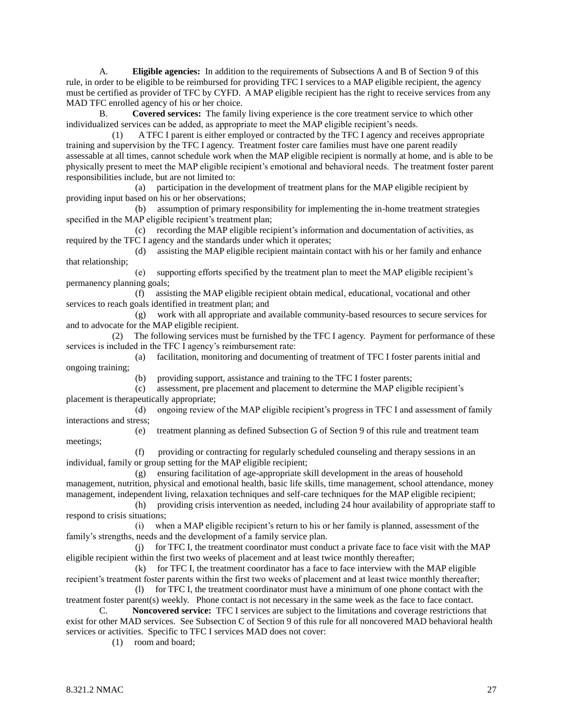A. **Eligible agencies:** In addition to the requirements of Subsections A and B of Section 9 of this rule, in order to be eligible to be reimbursed for providing TFC I services to a MAP eligible recipient, the agency must be certified as provider of TFC by CYFD. A MAP eligible recipient has the right to receive services from any MAD TFC enrolled agency of his or her choice.

B. **Covered services:** The family living experience is the core treatment service to which other individualized services can be added, as appropriate to meet the MAP eligible recipient's needs.

(1) A TFC I parent is either employed or contracted by the TFC I agency and receives appropriate training and supervision by the TFC I agency. Treatment foster care families must have one parent readily assessable at all times, cannot schedule work when the MAP eligible recipient is normally at home, and is able to be physically present to meet the MAP eligible recipient's emotional and behavioral needs. The treatment foster parent responsibilities include, but are not limited to:

(a) participation in the development of treatment plans for the MAP eligible recipient by providing input based on his or her observations;

(b) assumption of primary responsibility for implementing the in-home treatment strategies specified in the MAP eligible recipient's treatment plan;

(c) recording the MAP eligible recipient's information and documentation of activities, as required by the TFC I agency and the standards under which it operates;

(d) assisting the MAP eligible recipient maintain contact with his or her family and enhance that relationship;

(e) supporting efforts specified by the treatment plan to meet the MAP eligible recipient's permanency planning goals;

(f) assisting the MAP eligible recipient obtain medical, educational, vocational and other services to reach goals identified in treatment plan; and

(g) work with all appropriate and available community-based resources to secure services for and to advocate for the MAP eligible recipient.

(2) The following services must be furnished by the TFC I agency. Payment for performance of these services is included in the TFC I agency's reimbursement rate:

(a) facilitation, monitoring and documenting of treatment of TFC I foster parents initial and ongoing training;

(b) providing support, assistance and training to the TFC I foster parents;

(c) assessment, pre placement and placement to determine the MAP eligible recipient's placement is therapeutically appropriate;

(d) ongoing review of the MAP eligible recipient's progress in TFC I and assessment of family interactions and stress;

(e) treatment planning as defined Subsection G of Section 9 of this rule and treatment team meetings;

(f) providing or contracting for regularly scheduled counseling and therapy sessions in an individual, family or group setting for the MAP eligible recipient;

(g) ensuring facilitation of age-appropriate skill development in the areas of household management, nutrition, physical and emotional health, basic life skills, time management, school attendance, money management, independent living, relaxation techniques and self-care techniques for the MAP eligible recipient;

(h) providing crisis intervention as needed, including 24 hour availability of appropriate staff to respond to crisis situations;

(i) when a MAP eligible recipient's return to his or her family is planned, assessment of the family's strengths, needs and the development of a family service plan.

(j) for TFC I, the treatment coordinator must conduct a private face to face visit with the MAP eligible recipient within the first two weeks of placement and at least twice monthly thereafter;

(k) for TFC I, the treatment coordinator has a face to face interview with the MAP eligible recipient's treatment foster parents within the first two weeks of placement and at least twice monthly thereafter;

(l) for TFC I, the treatment coordinator must have a minimum of one phone contact with the treatment foster parent(s) weekly. Phone contact is not necessary in the same week as the face to face contact.

C. **Noncovered service:** TFC I services are subject to the limitations and coverage restrictions that exist for other MAD services. See Subsection C of Section 9 of this rule for all noncovered MAD behavioral health services or activities. Specific to TFC I services MAD does not cover:

(1) room and board;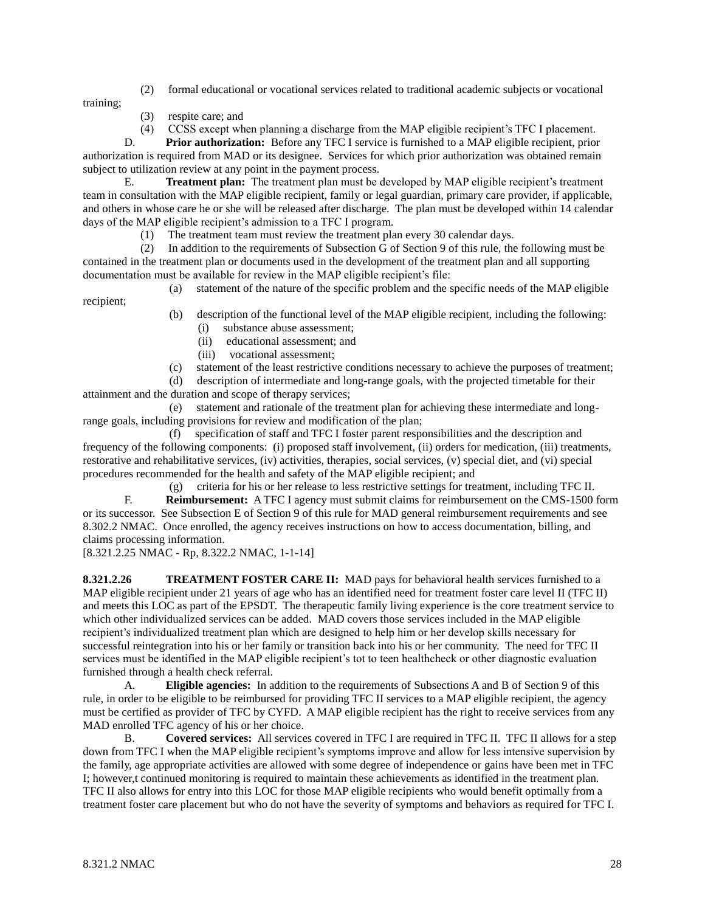(2) formal educational or vocational services related to traditional academic subjects or vocational training;

(3) respite care; and

(4) CCSS except when planning a discharge from the MAP eligible recipient's TFC I placement.

D. **Prior authorization:** Before any TFC I service is furnished to a MAP eligible recipient, prior authorization is required from MAD or its designee. Services for which prior authorization was obtained remain subject to utilization review at any point in the payment process.

E. **Treatment plan:** The treatment plan must be developed by MAP eligible recipient's treatment team in consultation with the MAP eligible recipient, family or legal guardian, primary care provider, if applicable, and others in whose care he or she will be released after discharge. The plan must be developed within 14 calendar days of the MAP eligible recipient's admission to a TFC I program.

(1) The treatment team must review the treatment plan every 30 calendar days.

(2) In addition to the requirements of Subsection G of Section 9 of this rule, the following must be contained in the treatment plan or documents used in the development of the treatment plan and all supporting documentation must be available for review in the MAP eligible recipient's file:

(a) statement of the nature of the specific problem and the specific needs of the MAP eligible recipient;

(b) description of the functional level of the MAP eligible recipient, including the following:

(i) substance abuse assessment;

(ii) educational assessment; and

(iii) vocational assessment;

(c) statement of the least restrictive conditions necessary to achieve the purposes of treatment;

(d) description of intermediate and long-range goals, with the projected timetable for their attainment and the duration and scope of therapy services;

(e) statement and rationale of the treatment plan for achieving these intermediate and long-range goals, including provisions for review and modification of the plan;

(f) specification of staff and TFC I foster parent responsibilities and the description and frequency of the following components: (i) proposed staff involvement, (ii) orders for medication, (iii) treatments, restorative and rehabilitative services, (iv) activities, therapies, social services, (v) special diet, and (vi) special procedures recommended for the health and safety of the MAP eligible recipient; and

(g) criteria for his or her release to less restrictive settings for treatment, including TFC II.

F. **Reimbursement:** A TFC I agency must submit claims for reimbursement on the CMS-1500 form or its successor. See Subsection E of Section 9 of this rule for MAD general reimbursement requirements and see 8.302.2 NMAC. Once enrolled, the agency receives instructions on how to access documentation, billing, and claims processing information.

[8.321.2.25 NMAC - Rp, 8.322.2 NMAC, 1-1-14]

**8.321.2.26 TREATMENT FOSTER CARE II:** MAD pays for behavioral health services furnished to a MAP eligible recipient under 21 years of age who has an identified need for treatment foster care level II (TFC II) and meets this LOC as part of the EPSDT. The therapeutic family living experience is the core treatment service to which other individualized services can be added. MAD covers those services included in the MAP eligible recipient's individualized treatment plan which are designed to help him or her develop skills necessary for successful reintegration into his or her family or transition back into his or her community. The need for TFC II services must be identified in the MAP eligible recipient's tot to teen healthcheck or other diagnostic evaluation furnished through a health check referral.

A. **Eligible agencies:** In addition to the requirements of Subsections A and B of Section 9 of this rule, in order to be eligible to be reimbursed for providing TFC II services to a MAP eligible recipient, the agency must be certified as provider of TFC by CYFD. A MAP eligible recipient has the right to receive services from any MAD enrolled TFC agency of his or her choice.

B. **Covered services:** All services covered in TFC I are required in TFC II. TFC II allows for a step down from TFC I when the MAP eligible recipient's symptoms improve and allow for less intensive supervision by the family, age appropriate activities are allowed with some degree of independence or gains have been met in TFC I; however,t continued monitoring is required to maintain these achievements as identified in the treatment plan. TFC II also allows for entry into this LOC for those MAP eligible recipients who would benefit optimally from a treatment foster care placement but who do not have the severity of symptoms and behaviors as required for TFC I.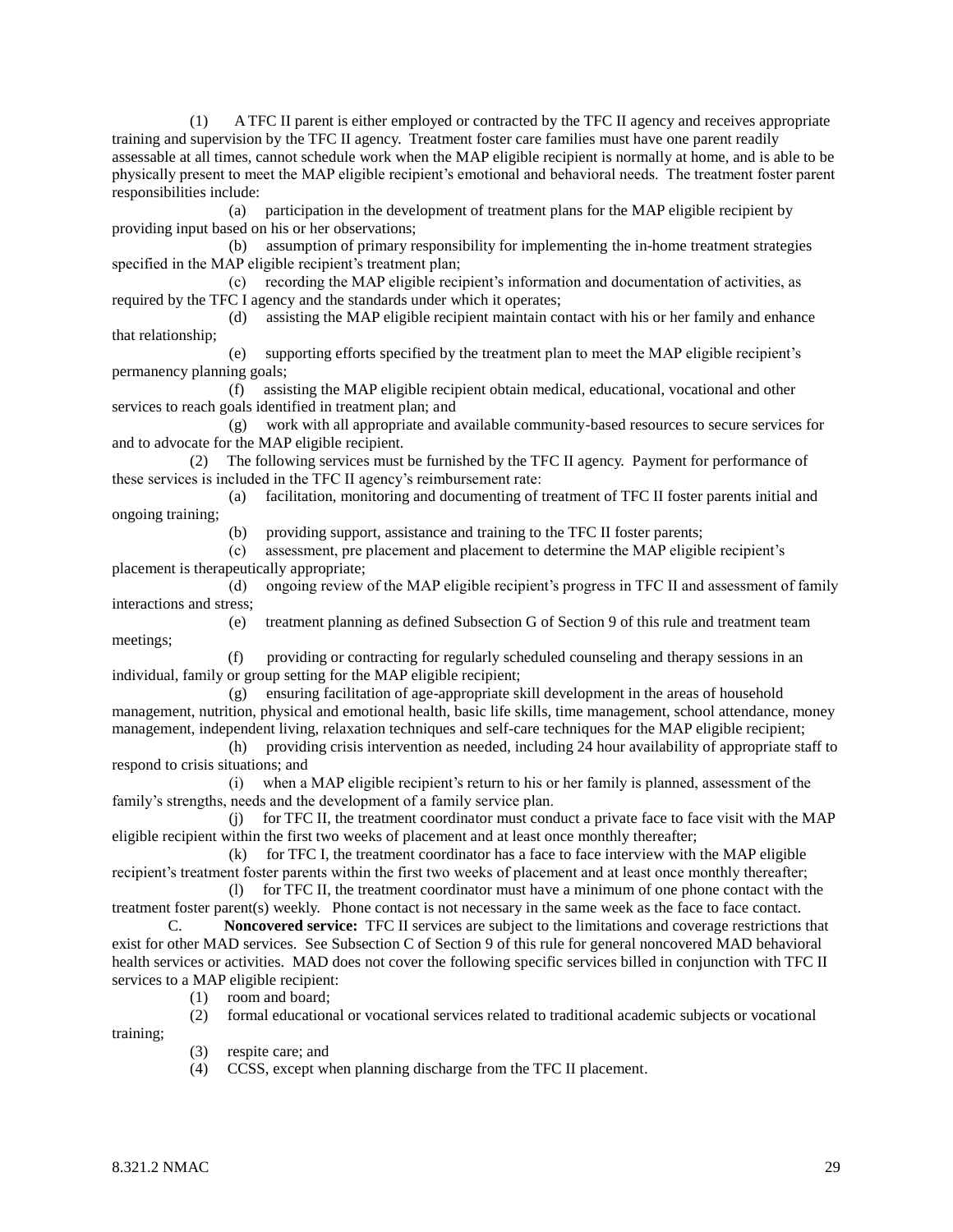(1) A TFC II parent is either employed or contracted by the TFC II agency and receives appropriate training and supervision by the TFC II agency. Treatment foster care families must have one parent readily assessable at all times, cannot schedule work when the MAP eligible recipient is normally at home, and is able to be physically present to meet the MAP eligible recipient's emotional and behavioral needs. The treatment foster parent responsibilities include:

(a) participation in the development of treatment plans for the MAP eligible recipient by providing input based on his or her observations;

(b) assumption of primary responsibility for implementing the in-home treatment strategies specified in the MAP eligible recipient's treatment plan;

(c) recording the MAP eligible recipient's information and documentation of activities, as required by the TFC I agency and the standards under which it operates;

(d) assisting the MAP eligible recipient maintain contact with his or her family and enhance that relationship;

(e) supporting efforts specified by the treatment plan to meet the MAP eligible recipient's permanency planning goals;

(f) assisting the MAP eligible recipient obtain medical, educational, vocational and other services to reach goals identified in treatment plan; and

(g) work with all appropriate and available community-based resources to secure services for and to advocate for the MAP eligible recipient.

(2) The following services must be furnished by the TFC II agency. Payment for performance of these services is included in the TFC II agency's reimbursement rate:

(a) facilitation, monitoring and documenting of treatment of TFC II foster parents initial and ongoing training;

(b) providing support, assistance and training to the TFC II foster parents;

(c) assessment, pre placement and placement to determine the MAP eligible recipient's placement is therapeutically appropriate;

(d) ongoing review of the MAP eligible recipient's progress in TFC II and assessment of family interactions and stress;

(e) treatment planning as defined Subsection G of Section 9 of this rule and treatment team meetings;

(f) providing or contracting for regularly scheduled counseling and therapy sessions in an individual, family or group setting for the MAP eligible recipient;

(g) ensuring facilitation of age-appropriate skill development in the areas of household management, nutrition, physical and emotional health, basic life skills, time management, school attendance, money management, independent living, relaxation techniques and self-care techniques for the MAP eligible recipient;

(h) providing crisis intervention as needed, including 24 hour availability of appropriate staff to respond to crisis situations; and

(i) when a MAP eligible recipient's return to his or her family is planned, assessment of the family's strengths, needs and the development of a family service plan.

(j) for TFC II, the treatment coordinator must conduct a private face to face visit with the MAP eligible recipient within the first two weeks of placement and at least once monthly thereafter;

(k) for TFC I, the treatment coordinator has a face to face interview with the MAP eligible recipient's treatment foster parents within the first two weeks of placement and at least once monthly thereafter;

(l) for TFC II, the treatment coordinator must have a minimum of one phone contact with the treatment foster parent(s) weekly. Phone contact is not necessary in the same week as the face to face contact.

C. **Noncovered service:** TFC II services are subject to the limitations and coverage restrictions that exist for other MAD services. See Subsection C of Section 9 of this rule for general noncovered MAD behavioral health services or activities. MAD does not cover the following specific services billed in conjunction with TFC II services to a MAP eligible recipient:

(1) room and board;

(2) formal educational or vocational services related to traditional academic subjects or vocational training;

(3) respite care; and

(4) CCSS, except when planning discharge from the TFC II placement.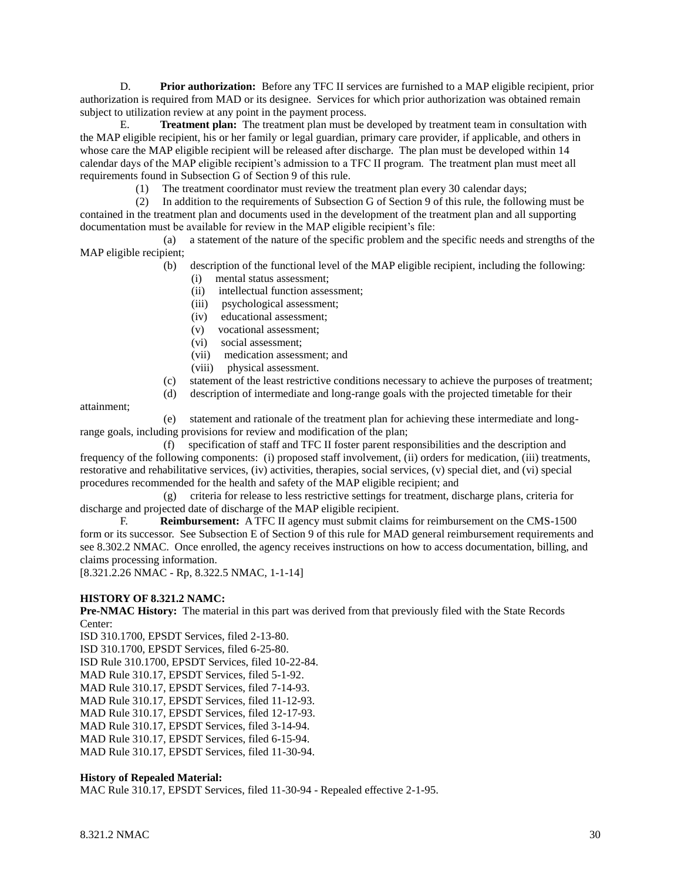D. **Prior authorization:** Before any TFC II services are furnished to a MAP eligible recipient, prior authorization is required from MAD or its designee. Services for which prior authorization was obtained remain subject to utilization review at any point in the payment process.

E. **Treatment plan:** The treatment plan must be developed by treatment team in consultation with the MAP eligible recipient, his or her family or legal guardian, primary care provider, if applicable, and others in whose care the MAP eligible recipient will be released after discharge. The plan must be developed within 14 calendar days of the MAP eligible recipient's admission to a TFC II program. The treatment plan must meet all requirements found in Subsection G of Section 9 of this rule.

(1) The treatment coordinator must review the treatment plan every 30 calendar days;

(2) In addition to the requirements of Subsection G of Section 9 of this rule, the following must be contained in the treatment plan and documents used in the development of the treatment plan and all supporting documentation must be available for review in the MAP eligible recipient's file:

(a) a statement of the nature of the specific problem and the specific needs and strengths of the MAP eligible recipient;

(b) description of the functional level of the MAP eligible recipient, including the following:

(i) mental status assessment;
(ii) intellectual function assessment;
(iii) psychological assessment;
(iv) educational assessment;
(v) vocational assessment;
(vi) social assessment;
(vii) medication assessment; and
(viii) physical assessment.

(c) statement of the least restrictive conditions necessary to achieve the purposes of treatment;

(d) description of intermediate and long-range goals with the projected timetable for their attainment;

(e) statement and rationale of the treatment plan for achieving these intermediate and long-range goals, including provisions for review and modification of the plan;

(f) specification of staff and TFC II foster parent responsibilities and the description and frequency of the following components: (i) proposed staff involvement, (ii) orders for medication, (iii) treatments, restorative and rehabilitative services, (iv) activities, therapies, social services, (v) special diet, and (vi) special procedures recommended for the health and safety of the MAP eligible recipient; and

(g) criteria for release to less restrictive settings for treatment, discharge plans, criteria for discharge and projected date of discharge of the MAP eligible recipient.

F. **Reimbursement:** A TFC II agency must submit claims for reimbursement on the CMS-1500 form or its successor. See Subsection E of Section 9 of this rule for MAD general reimbursement requirements and see 8.302.2 NMAC. Once enrolled, the agency receives instructions on how to access documentation, billing, and claims processing information.

[8.321.2.26 NMAC - Rp, 8.322.5 NMAC, 1-1-14]

**HISTORY OF 8.321.2 NAMC:**

**Pre-NMAC History:** The material in this part was derived from that previously filed with the State Records Center:

ISD 310.1700, EPSDT Services, filed 2-13-80.
ISD 310.1700, EPSDT Services, filed 6-25-80.
ISD Rule 310.1700, EPSDT Services, filed 10-22-84.
MAD Rule 310.17, EPSDT Services, filed 5-1-92.
MAD Rule 310.17, EPSDT Services, filed 7-14-93.
MAD Rule 310.17, EPSDT Services, filed 11-12-93.
MAD Rule 310.17, EPSDT Services, filed 12-17-93.
MAD Rule 310.17, EPSDT Services, filed 3-14-94.
MAD Rule 310.17, EPSDT Services, filed 6-15-94.
MAD Rule 310.17, EPSDT Services, filed 11-30-94.

**History of Repealed Material:**

MAC Rule 310.17, EPSDT Services, filed 11-30-94 - Repealed effective 2-1-95.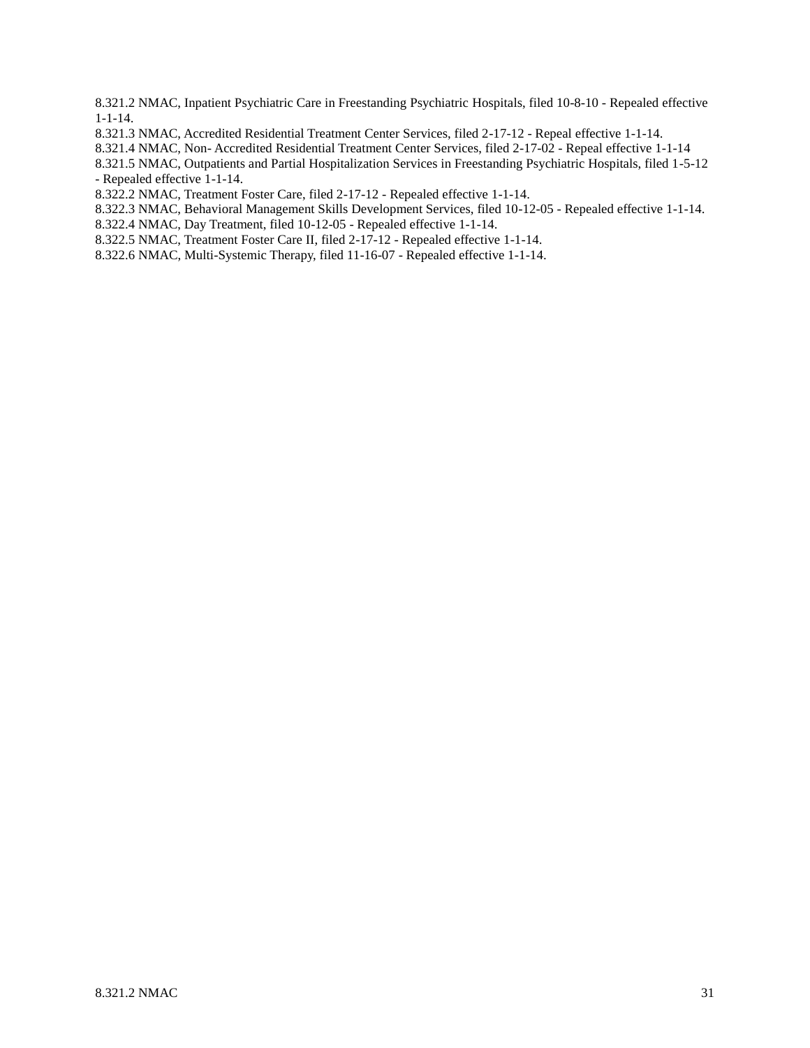8.321.2 NMAC, Inpatient Psychiatric Care in Freestanding Psychiatric Hospitals, filed 10-8-10 - Repealed effective 1-1-14.
8.321.3 NMAC, Accredited Residential Treatment Center Services, filed 2-17-12 - Repeal effective 1-1-14.
8.321.4 NMAC, Non- Accredited Residential Treatment Center Services, filed 2-17-02 - Repeal effective 1-1-14
8.321.5 NMAC, Outpatients and Partial Hospitalization Services in Freestanding Psychiatric Hospitals, filed 1-5-12 - Repealed effective 1-1-14.
8.322.2 NMAC, Treatment Foster Care, filed 2-17-12 - Repealed effective 1-1-14.
8.322.3 NMAC, Behavioral Management Skills Development Services, filed 10-12-05 - Repealed effective 1-1-14.
8.322.4 NMAC, Day Treatment, filed 10-12-05 - Repealed effective 1-1-14.
8.322.5 NMAC, Treatment Foster Care II, filed 2-17-12 - Repealed effective 1-1-14.
8.322.6 NMAC, Multi-Systemic Therapy, filed 11-16-07 - Repealed effective 1-1-14.